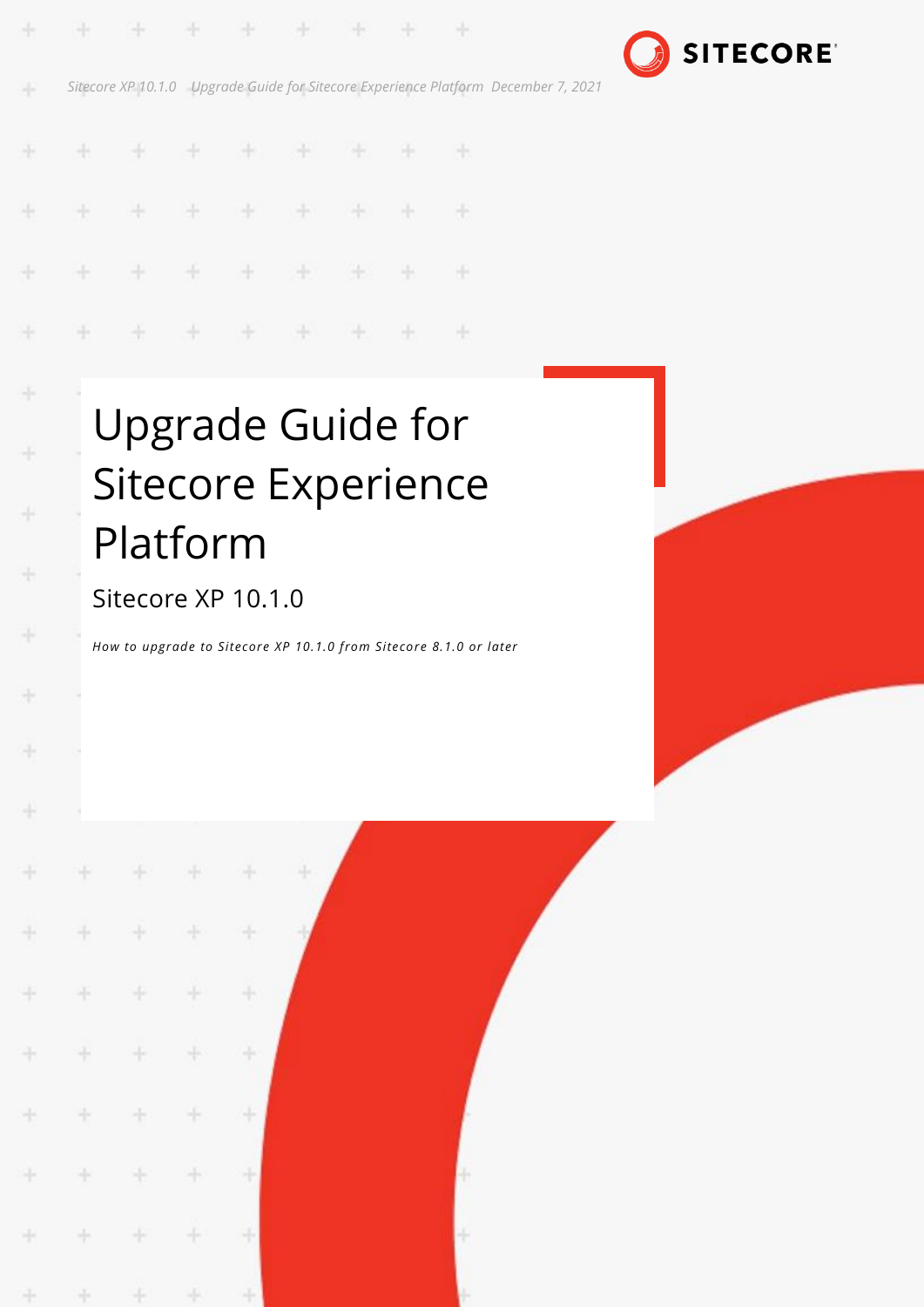# Upgrade Guide for Sitecore Experience Platform

## Sitecore XP 10.1.0

*How to upgrade to Sitecore XP 10.1.0 from Sitecore 8.1.0 or later*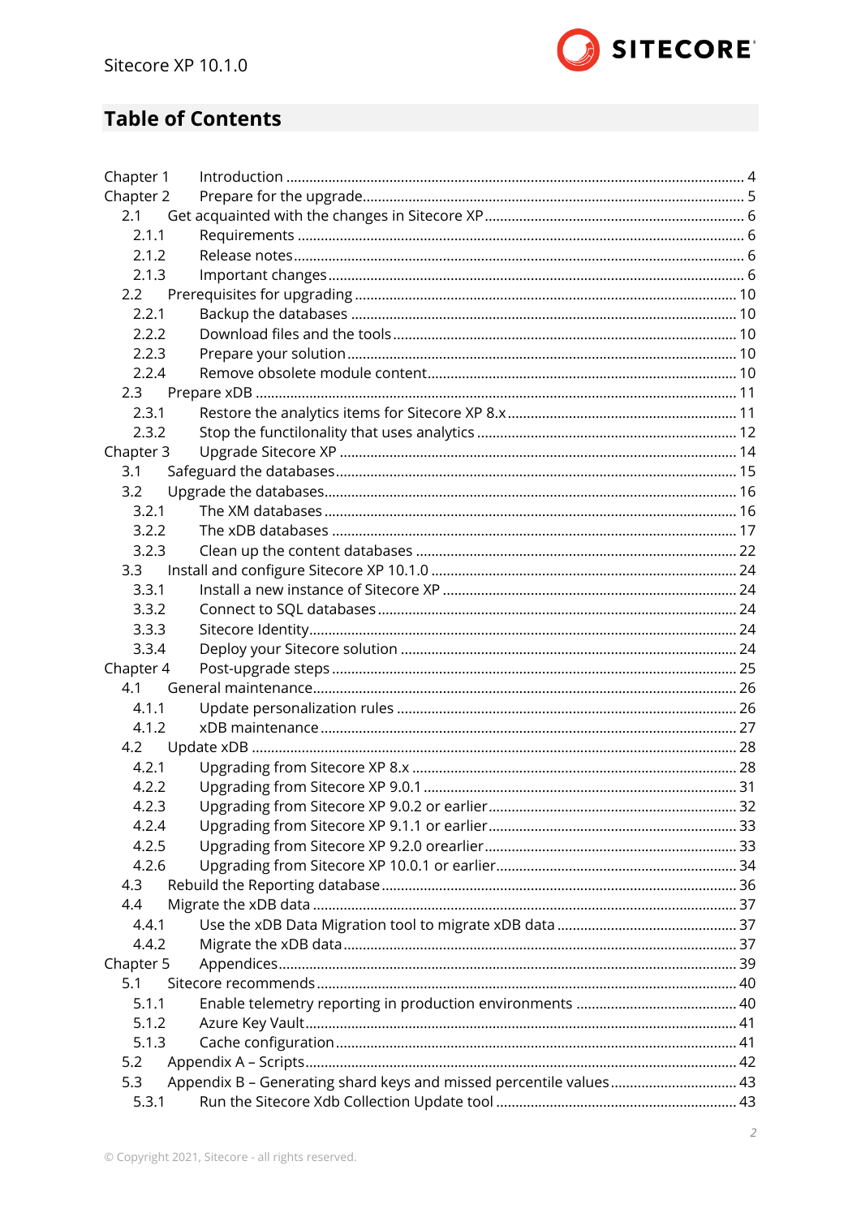## Table of Contents

Chapter 1 Introduction ..... 4
Chapter 2 Prepare for the upgrade ..... 5
- 2.1 Get acquainted with the changes in Sitecore XP ..... 6
  - 2.1.1 Requirements ..... 6
  - 2.1.2 Release notes ..... 6
  - 2.1.3 Important changes ..... 6
- 2.2 Prerequisites for upgrading ..... 10
  - 2.2.1 Backup the databases ..... 10
  - 2.2.2 Download files and the tools ..... 10
  - 2.2.3 Prepare your solution ..... 10
  - 2.2.4 Remove obsolete module content ..... 10
- 2.3 Prepare xDB ..... 11
  - 2.3.1 Restore the analytics items for Sitecore XP 8.x ..... 11
  - 2.3.2 Stop the functilonality that uses analytics ..... 12

Chapter 3 Upgrade Sitecore XP ..... 14
- 3.1 Safeguard the databases ..... 15
- 3.2 Upgrade the databases ..... 16
  - 3.2.1 The XM databases ..... 16
  - 3.2.2 The xDB databases ..... 17
  - 3.2.3 Clean up the content databases ..... 22
- 3.3 Install and configure Sitecore XP 10.1.0 ..... 24
  - 3.3.1 Install a new instance of Sitecore XP ..... 24
  - 3.3.2 Connect to SQL databases ..... 24
  - 3.3.3 Sitecore Identity ..... 24
  - 3.3.4 Deploy your Sitecore solution ..... 24

Chapter 4 Post-upgrade steps ..... 25
- 4.1 General maintenance ..... 26
  - 4.1.1 Update personalization rules ..... 26
  - 4.1.2 xDB maintenance ..... 27
- 4.2 Update xDB ..... 28
  - 4.2.1 Upgrading from Sitecore XP 8.x ..... 28
  - 4.2.2 Upgrading from Sitecore XP 9.0.1 ..... 31
  - 4.2.3 Upgrading from Sitecore XP 9.0.2 or earlier ..... 32
  - 4.2.4 Upgrading from Sitecore XP 9.1.1 or earlier ..... 33
  - 4.2.5 Upgrading from Sitecore XP 9.2.0 orearlier ..... 33
  - 4.2.6 Upgrading from Sitecore XP 10.0.1 or earlier ..... 34
- 4.3 Rebuild the Reporting database ..... 36
- 4.4 Migrate the xDB data ..... 37
  - 4.4.1 Use the xDB Data Migration tool to migrate xDB data ..... 37
  - 4.4.2 Migrate the xDB data ..... 37

Chapter 5 Appendices ..... 39
- 5.1 Sitecore recommends ..... 40
  - 5.1.1 Enable telemetry reporting in production environments ..... 40
  - 5.1.2 Azure Key Vault ..... 41
  - 5.1.3 Cache configuration ..... 41
- 5.2 Appendix A – Scripts ..... 42
- 5.3 Appendix B – Generating shard keys and missed percentile values ..... 43
  - 5.3.1 Run the Sitecore Xdb Collection Update tool ..... 43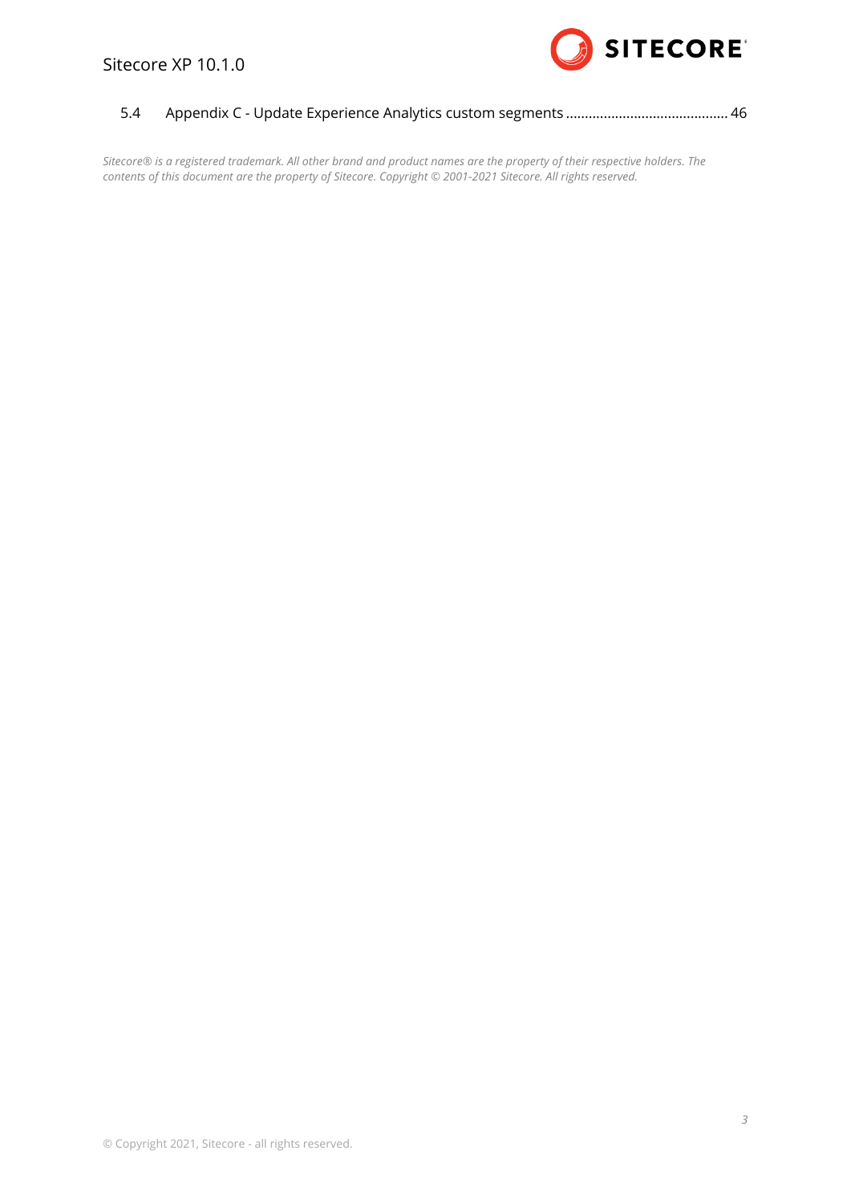5.4 Appendix C - Update Experience Analytics custom segments .......................................... 46

*Sitecore® is a registered trademark. All other brand and product names are the property of their respective holders. The contents of this document are the property of Sitecore. Copyright © 2001-2021 Sitecore. All rights reserved.*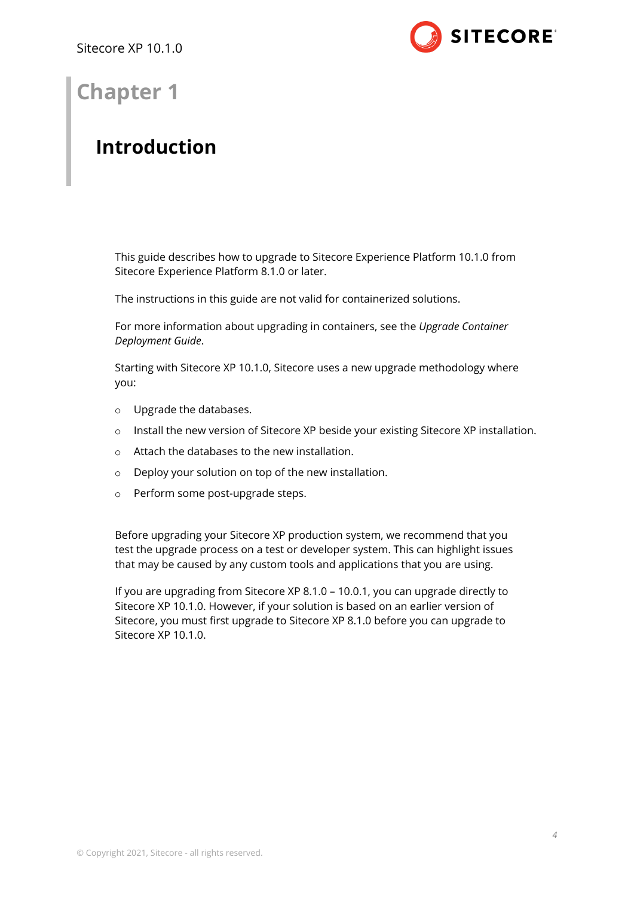# Chapter 1

## Introduction

This guide describes how to upgrade to Sitecore Experience Platform 10.1.0 from Sitecore Experience Platform 8.1.0 or later.

The instructions in this guide are not valid for containerized solutions.

For more information about upgrading in containers, see the *Upgrade Container Deployment Guide*.

Starting with Sitecore XP 10.1.0, Sitecore uses a new upgrade methodology where you:

- Upgrade the databases.
- Install the new version of Sitecore XP beside your existing Sitecore XP installation.
- Attach the databases to the new installation.
- Deploy your solution on top of the new installation.
- Perform some post-upgrade steps.

Before upgrading your Sitecore XP production system, we recommend that you test the upgrade process on a test or developer system. This can highlight issues that may be caused by any custom tools and applications that you are using.

If you are upgrading from Sitecore XP 8.1.0 – 10.0.1, you can upgrade directly to Sitecore XP 10.1.0. However, if your solution is based on an earlier version of Sitecore, you must first upgrade to Sitecore XP 8.1.0 before you can upgrade to Sitecore XP 10.1.0.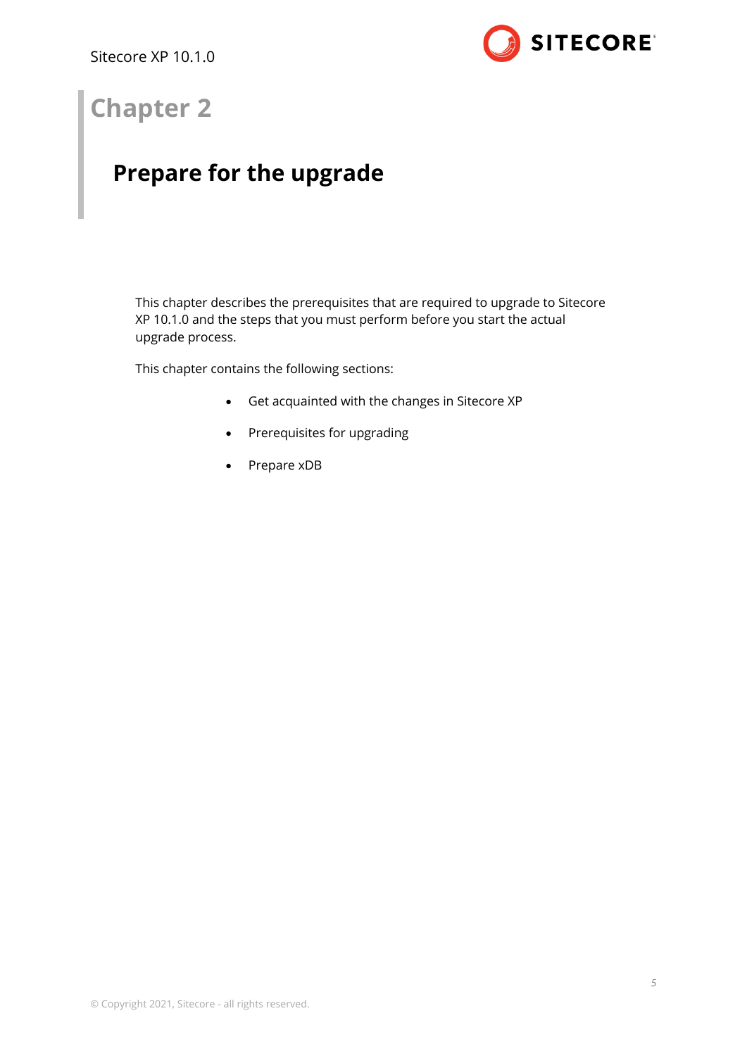# Chapter 2

## Prepare for the upgrade

This chapter describes the prerequisites that are required to upgrade to Sitecore XP 10.1.0 and the steps that you must perform before you start the actual upgrade process.

This chapter contains the following sections:

- Get acquainted with the changes in Sitecore XP
- Prerequisites for upgrading
- Prepare xDB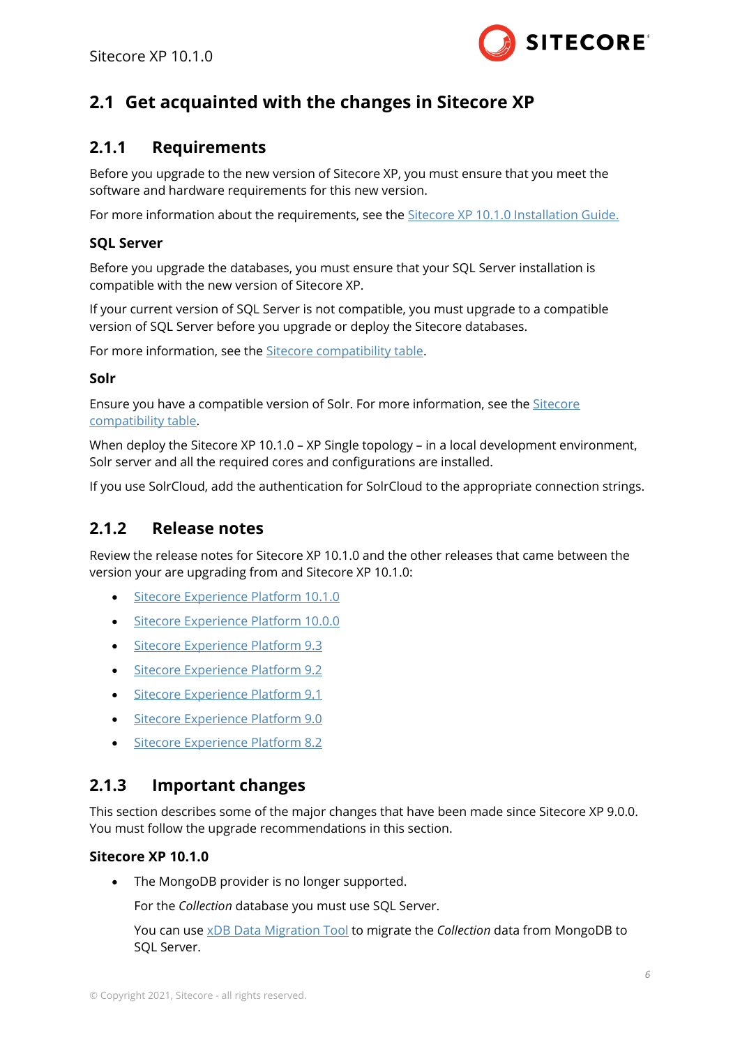## 2.1 Get acquainted with the changes in Sitecore XP

### 2.1.1 Requirements

Before you upgrade to the new version of Sitecore XP, you must ensure that you meet the software and hardware requirements for this new version.

For more information about the requirements, see the Sitecore XP 10.1.0 Installation Guide.

#### SQL Server

Before you upgrade the databases, you must ensure that your SQL Server installation is compatible with the new version of Sitecore XP.

If your current version of SQL Server is not compatible, you must upgrade to a compatible version of SQL Server before you upgrade or deploy the Sitecore databases.

For more information, see the Sitecore compatibility table.

#### Solr

Ensure you have a compatible version of Solr. For more information, see the Sitecore compatibility table.

When deploy the Sitecore XP 10.1.0 – XP Single topology – in a local development environment, Solr server and all the required cores and configurations are installed.

If you use SolrCloud, add the authentication for SolrCloud to the appropriate connection strings.

### 2.1.2 Release notes

Review the release notes for Sitecore XP 10.1.0 and the other releases that came between the version your are upgrading from and Sitecore XP 10.1.0:

- Sitecore Experience Platform 10.1.0
- Sitecore Experience Platform 10.0.0
- Sitecore Experience Platform 9.3
- Sitecore Experience Platform 9.2
- Sitecore Experience Platform 9.1
- Sitecore Experience Platform 9.0
- Sitecore Experience Platform 8.2

### 2.1.3 Important changes

This section describes some of the major changes that have been made since Sitecore XP 9.0.0. You must follow the upgrade recommendations in this section.

#### Sitecore XP 10.1.0

- The MongoDB provider is no longer supported.

  For the *Collection* database you must use SQL Server.

  You can use xDB Data Migration Tool to migrate the *Collection* data from MongoDB to SQL Server.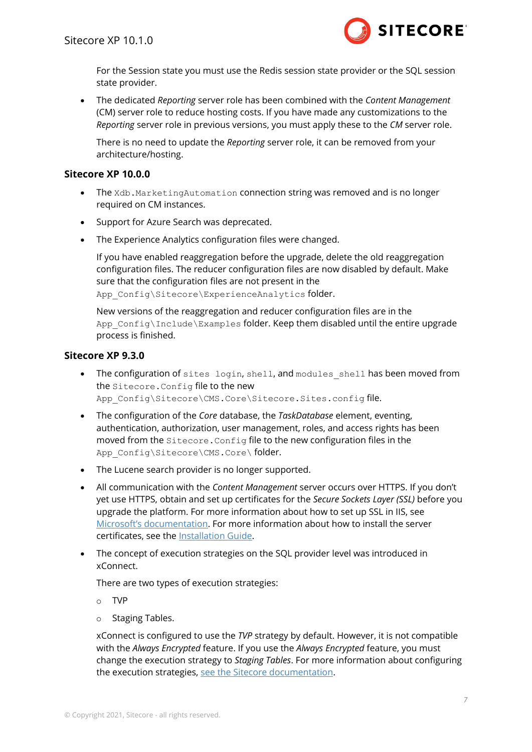For the Session state you must use the Redis session state provider or the SQL session state provider.

- The dedicated *Reporting* server role has been combined with the *Content Management* (CM) server role to reduce hosting costs. If you have made any customizations to the *Reporting* server role in previous versions, you must apply these to the *CM* server role.

  There is no need to update the *Reporting* server role, it can be removed from your architecture/hosting.

### Sitecore XP 10.0.0

- The `Xdb.MarketingAutomation` connection string was removed and is no longer required on CM instances.
- Support for Azure Search was deprecated.
- The Experience Analytics configuration files were changed.

  If you have enabled reaggregation before the upgrade, delete the old reaggregation configuration files. The reducer configuration files are now disabled by default. Make sure that the configuration files are not present in the `App_Config\Sitecore\ExperienceAnalytics` folder.

  New versions of the reaggregation and reducer configuration files are in the `App_Config\Include\Examples` folder. Keep them disabled until the entire upgrade process is finished.

### Sitecore XP 9.3.0

- The configuration of `sites login`, `shell`, and `modules_shell` has been moved from the `Sitecore.Config` file to the new `App_Config\Sitecore\CMS.Core\Sitecore.Sites.config` file.
- The configuration of the *Core* database, the *TaskDatabase* element, eventing, authentication, authorization, user management, roles, and access rights has been moved from the `Sitecore.Config` file to the new configuration files in the `App_Config\Sitecore\CMS.Core\` folder.
- The Lucene search provider is no longer supported.
- All communication with the *Content Management* server occurs over HTTPS. If you don't yet use HTTPS, obtain and set up certificates for the *Secure Sockets Layer (SSL)* before you upgrade the platform. For more information about how to set up SSL in IIS, see [Microsoft's documentation](). For more information about how to install the server certificates, see the [Installation Guide]().
- The concept of execution strategies on the SQL provider level was introduced in xConnect.

  There are two types of execution strategies:

  - TVP
  - Staging Tables.

  xConnect is configured to use the *TVP* strategy by default. However, it is not compatible with the *Always Encrypted* feature. If you use the *Always Encrypted* feature, you must change the execution strategy to *Staging Tables*. For more information about configuring the execution strategies, [see the Sitecore documentation]().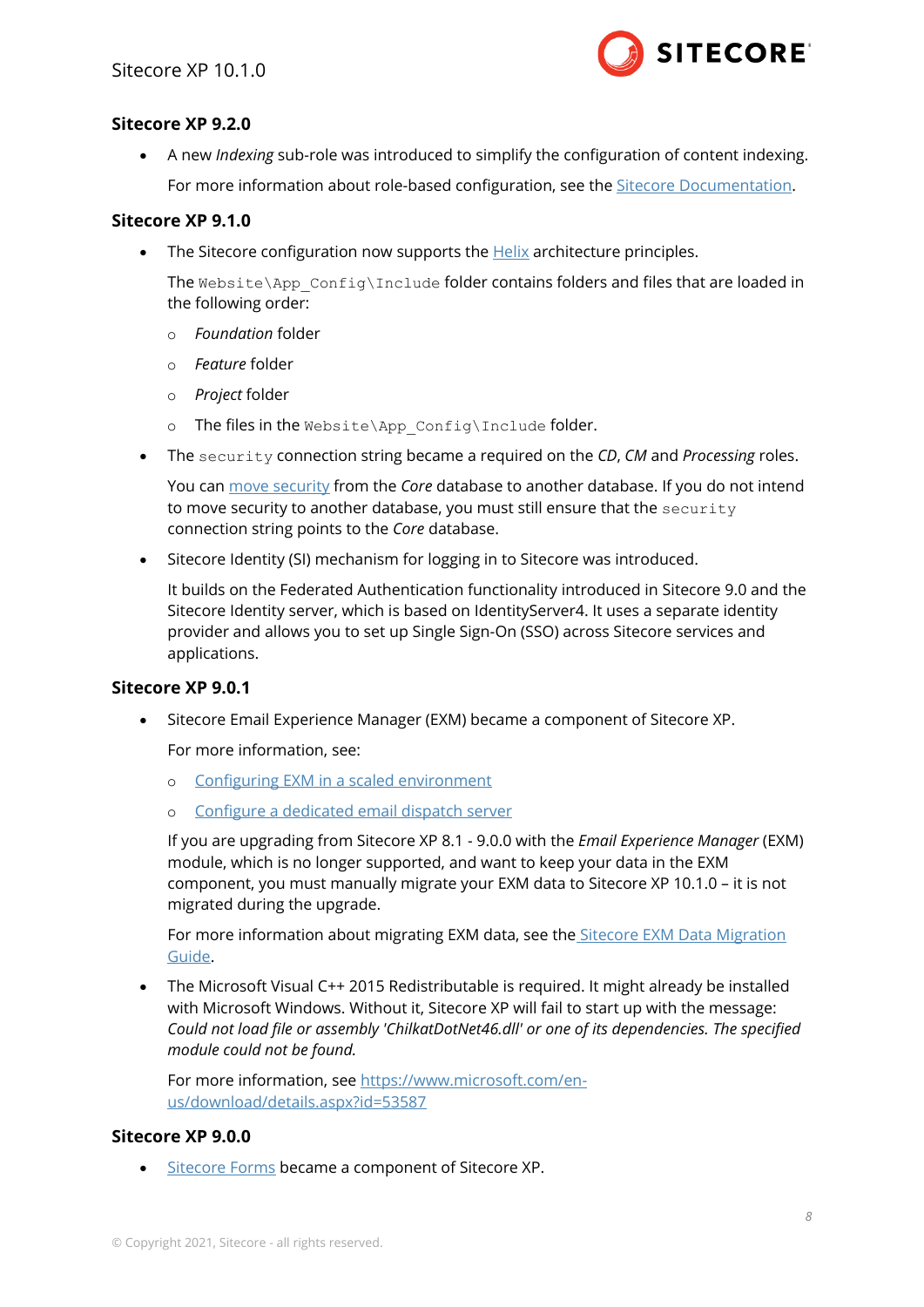### Sitecore XP 9.2.0

- A new *Indexing* sub-role was introduced to simplify the configuration of content indexing.

  For more information about role-based configuration, see the [Sitecore Documentation](#).

### Sitecore XP 9.1.0

- The Sitecore configuration now supports the [Helix](#) architecture principles.

  The `Website\App_Config\Include` folder contains folders and files that are loaded in the following order:

  - *Foundation* folder
  - *Feature* folder
  - *Project* folder
  - The files in the `Website\App_Config\Include` folder.

- The `security` connection string became a required on the *CD*, *CM* and *Processing* roles.

  You can [move security](#) from the *Core* database to another database. If you do not intend to move security to another database, you must still ensure that the `security` connection string points to the *Core* database.

- Sitecore Identity (SI) mechanism for logging in to Sitecore was introduced.

  It builds on the Federated Authentication functionality introduced in Sitecore 9.0 and the Sitecore Identity server, which is based on IdentityServer4. It uses a separate identity provider and allows you to set up Single Sign-On (SSO) across Sitecore services and applications.

### Sitecore XP 9.0.1

- Sitecore Email Experience Manager (EXM) became a component of Sitecore XP.

  For more information, see:

  - [Configuring EXM in a scaled environment](#)
  - [Configure a dedicated email dispatch server](#)

  If you are upgrading from Sitecore XP 8.1 - 9.0.0 with the *Email Experience Manager* (EXM) module, which is no longer supported, and want to keep your data in the EXM component, you must manually migrate your EXM data to Sitecore XP 10.1.0 – it is not migrated during the upgrade.

  For more information about migrating EXM data, see the [Sitecore EXM Data Migration Guide](#).

- The Microsoft Visual C++ 2015 Redistributable is required. It might already be installed with Microsoft Windows. Without it, Sitecore XP will fail to start up with the message: *Could not load file or assembly 'ChilkatDotNet46.dll' or one of its dependencies. The specified module could not be found.*

  For more information, see [https://www.microsoft.com/en-us/download/details.aspx?id=53587](https://www.microsoft.com/en-us/download/details.aspx?id=53587)

### Sitecore XP 9.0.0

- [Sitecore Forms](#) became a component of Sitecore XP.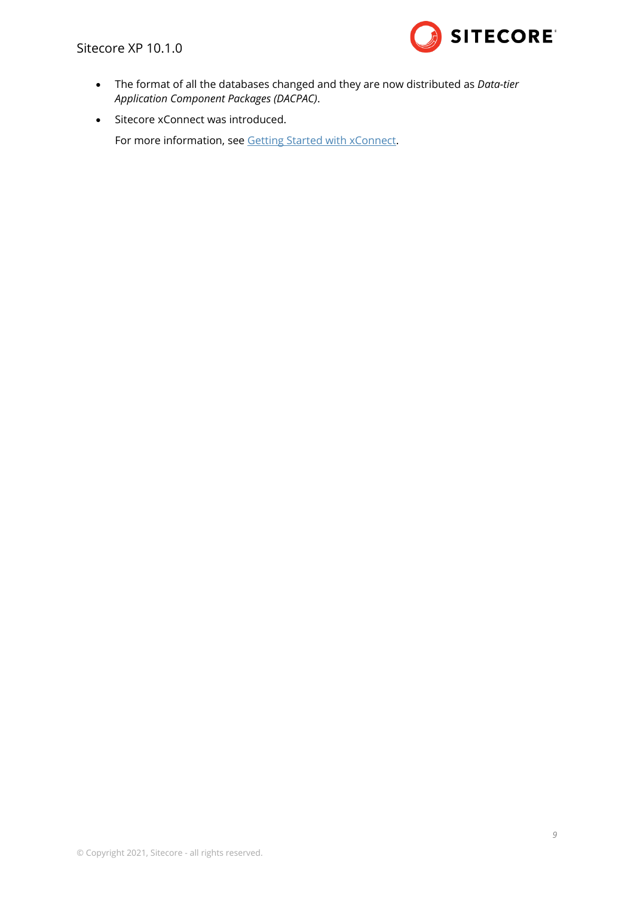- The format of all the databases changed and they are now distributed as *Data-tier Application Component Packages (DACPAC)*.
- Sitecore xConnect was introduced.

  For more information, see Getting Started with xConnect.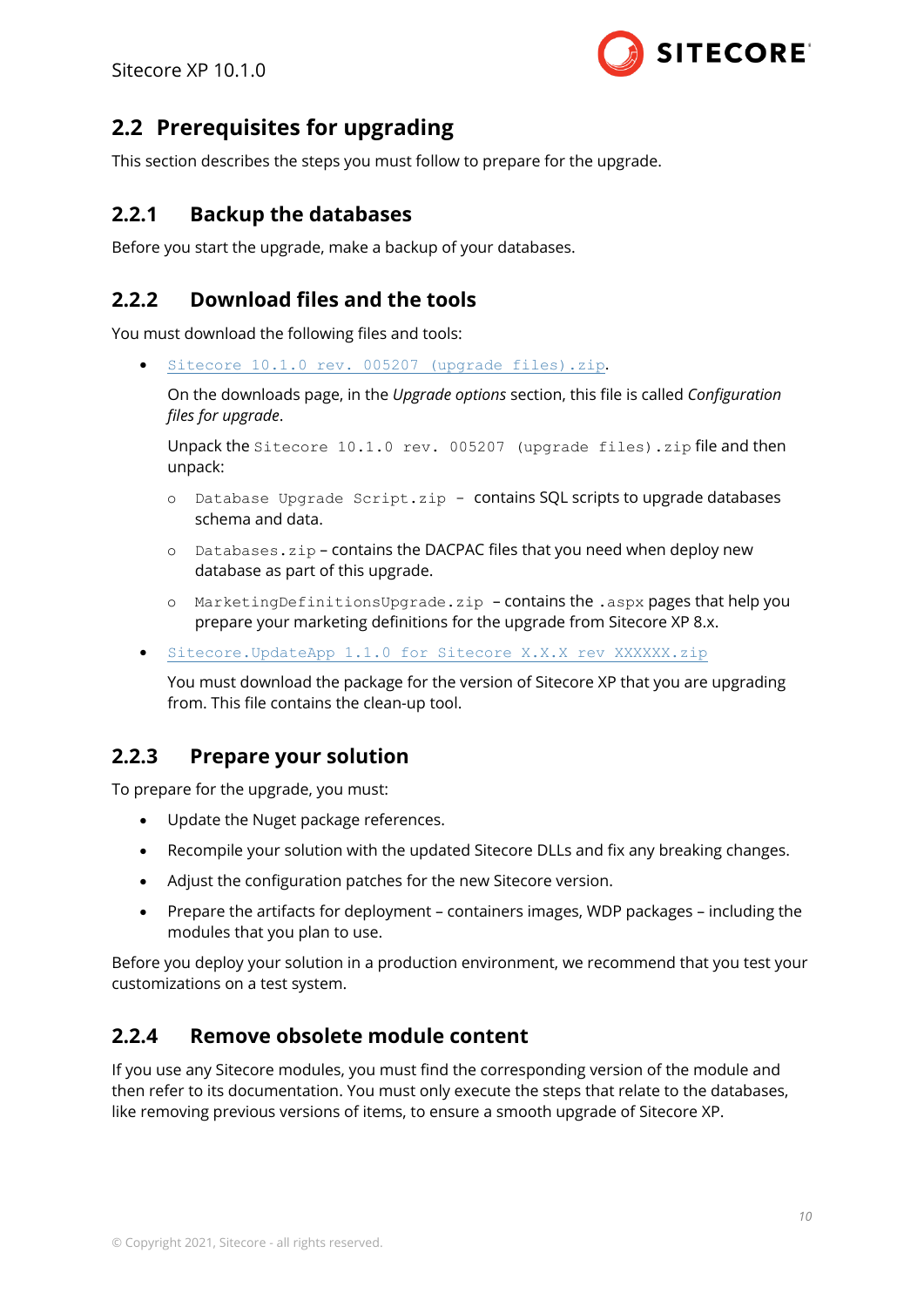## 2.2 Prerequisites for upgrading

This section describes the steps you must follow to prepare for the upgrade.

### 2.2.1 Backup the databases

Before you start the upgrade, make a backup of your databases.

### 2.2.2 Download files and the tools

You must download the following files and tools:

- `Sitecore 10.1.0 rev. 005207 (upgrade files).zip`.

  On the downloads page, in the *Upgrade options* section, this file is called *Configuration files for upgrade*.

  Unpack the `Sitecore 10.1.0 rev. 005207 (upgrade files).zip` file and then unpack:

  - `Database Upgrade Script.zip` – contains SQL scripts to upgrade databases schema and data.
  - `Databases.zip` – contains the DACPAC files that you need when deploy new database as part of this upgrade.
  - `MarketingDefinitionsUpgrade.zip` – contains the `.aspx` pages that help you prepare your marketing definitions for the upgrade from Sitecore XP 8.x.

- `Sitecore.UpdateApp 1.1.0 for Sitecore X.X.X rev XXXXXX.zip`

  You must download the package for the version of Sitecore XP that you are upgrading from. This file contains the clean-up tool.

### 2.2.3 Prepare your solution

To prepare for the upgrade, you must:

- Update the Nuget package references.
- Recompile your solution with the updated Sitecore DLLs and fix any breaking changes.
- Adjust the configuration patches for the new Sitecore version.
- Prepare the artifacts for deployment – containers images, WDP packages – including the modules that you plan to use.

Before you deploy your solution in a production environment, we recommend that you test your customizations on a test system.

### 2.2.4 Remove obsolete module content

If you use any Sitecore modules, you must find the corresponding version of the module and then refer to its documentation. You must only execute the steps that relate to the databases, like removing previous versions of items, to ensure a smooth upgrade of Sitecore XP.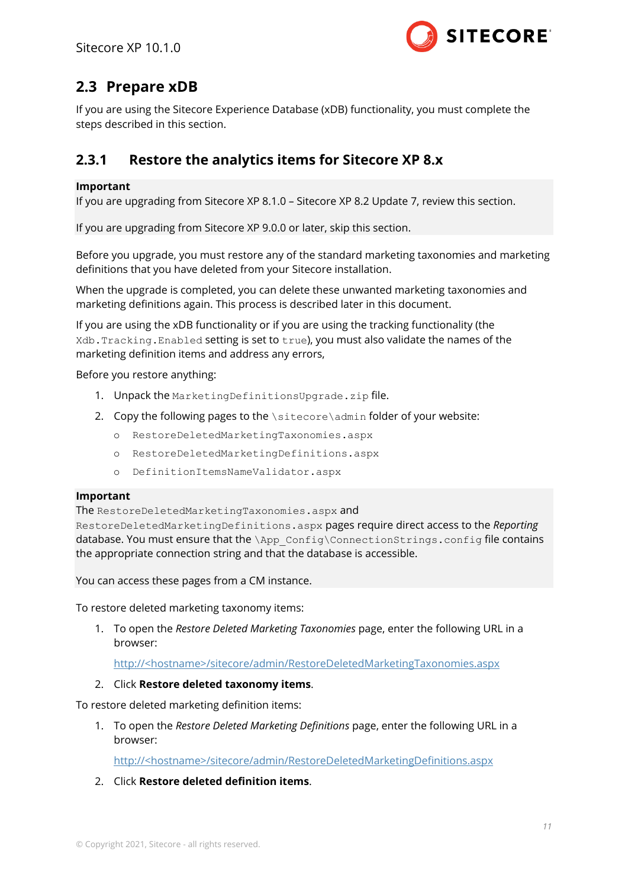## 2.3 Prepare xDB

If you are using the Sitecore Experience Database (xDB) functionality, you must complete the steps described in this section.

### 2.3.1 Restore the analytics items for Sitecore XP 8.x

**Important**

If you are upgrading from Sitecore XP 8.1.0 – Sitecore XP 8.2 Update 7, review this section.

If you are upgrading from Sitecore XP 9.0.0 or later, skip this section.

Before you upgrade, you must restore any of the standard marketing taxonomies and marketing definitions that you have deleted from your Sitecore installation.

When the upgrade is completed, you can delete these unwanted marketing taxonomies and marketing definitions again. This process is described later in this document.

If you are using the xDB functionality or if you are using the tracking functionality (the `Xdb.Tracking.Enabled` setting is set to `true`), you must also validate the names of the marketing definition items and address any errors,

Before you restore anything:

1. Unpack the `MarketingDefinitionsUpgrade.zip` file.
2. Copy the following pages to the `\sitecore\admin` folder of your website:
   - `RestoreDeletedMarketingTaxonomies.aspx`
   - `RestoreDeletedMarketingDefinitions.aspx`
   - `DefinitionItemsNameValidator.aspx`

**Important**

The `RestoreDeletedMarketingTaxonomies.aspx` and `RestoreDeletedMarketingDefinitions.aspx` pages require direct access to the *Reporting* database. You must ensure that the `\App_Config\ConnectionStrings.config` file contains the appropriate connection string and that the database is accessible.

You can access these pages from a CM instance.

To restore deleted marketing taxonomy items:

1. To open the *Restore Deleted Marketing Taxonomies* page, enter the following URL in a browser:

   http://<hostname>/sitecore/admin/RestoreDeletedMarketingTaxonomies.aspx

2. Click **Restore deleted taxonomy items**.

To restore deleted marketing definition items:

1. To open the *Restore Deleted Marketing Definitions* page, enter the following URL in a browser:

   http://<hostname>/sitecore/admin/RestoreDeletedMarketingDefinitions.aspx

2. Click **Restore deleted definition items**.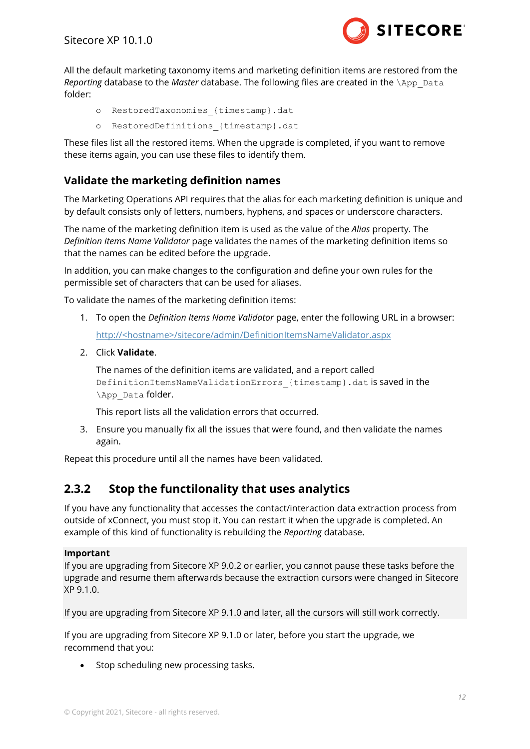All the default marketing taxonomy items and marketing definition items are restored from the *Reporting* database to the *Master* database. The following files are created in the `\App_Data` folder:

- `RestoredTaxonomies_{timestamp}.dat`
- `RestoredDefinitions_{timestamp}.dat`

These files list all the restored items. When the upgrade is completed, if you want to remove these items again, you can use these files to identify them.

### Validate the marketing definition names

The Marketing Operations API requires that the alias for each marketing definition is unique and by default consists only of letters, numbers, hyphens, and spaces or underscore characters.

The name of the marketing definition item is used as the value of the *Alias* property. The *Definition Items Name Validator* page validates the names of the marketing definition items so that the names can be edited before the upgrade.

In addition, you can make changes to the configuration and define your own rules for the permissible set of characters that can be used for aliases.

To validate the names of the marketing definition items:

1. To open the *Definition Items Name Validator* page, enter the following URL in a browser:

   http://<hostname>/sitecore/admin/DefinitionItemsNameValidator.aspx

2. Click **Validate**.

   The names of the definition items are validated, and a report called `DefinitionItemsNameValidationErrors_{timestamp}.dat` is saved in the `\App_Data` folder.

   This report lists all the validation errors that occurred.

3. Ensure you manually fix all the issues that were found, and then validate the names again.

Repeat this procedure until all the names have been validated.

## 2.3.2 Stop the functilonality that uses analytics

If you have any functionality that accesses the contact/interaction data extraction process from outside of xConnect, you must stop it. You can restart it when the upgrade is completed. An example of this kind of functionality is rebuilding the *Reporting* database.

**Important**
If you are upgrading from Sitecore XP 9.0.2 or earlier, you cannot pause these tasks before the upgrade and resume them afterwards because the extraction cursors were changed in Sitecore XP 9.1.0.

If you are upgrading from Sitecore XP 9.1.0 and later, all the cursors will still work correctly.

If you are upgrading from Sitecore XP 9.1.0 or later, before you start the upgrade, we recommend that you:

- Stop scheduling new processing tasks.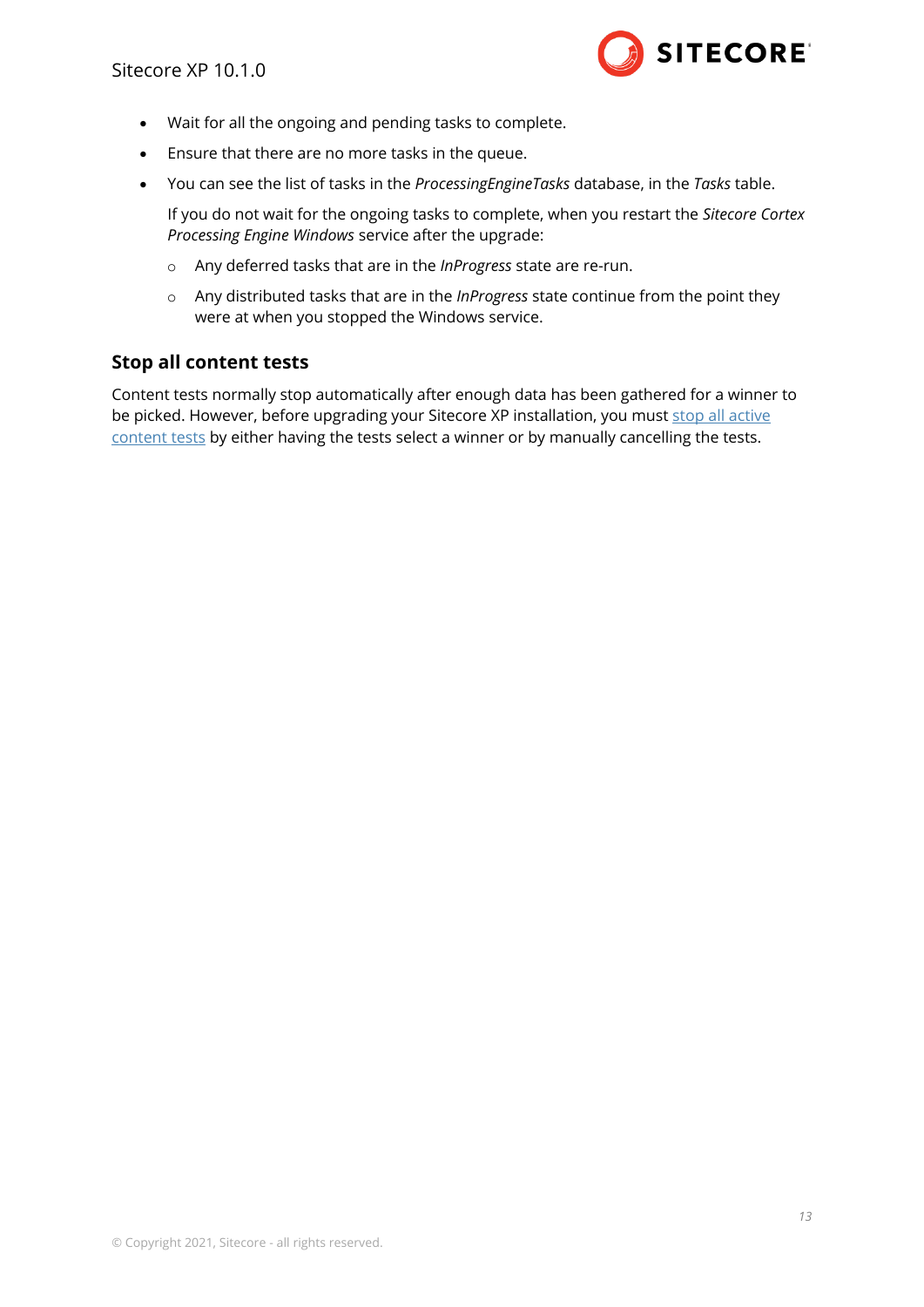- Wait for all the ongoing and pending tasks to complete.
- Ensure that there are no more tasks in the queue.
- You can see the list of tasks in the *ProcessingEngineTasks* database, in the *Tasks* table.

  If you do not wait for the ongoing tasks to complete, when you restart the *Sitecore Cortex Processing Engine Windows* service after the upgrade:

  - Any deferred tasks that are in the *InProgress* state are re-run.
  - Any distributed tasks that are in the *InProgress* state continue from the point they were at when you stopped the Windows service.

### Stop all content tests

Content tests normally stop automatically after enough data has been gathered for a winner to be picked. However, before upgrading your Sitecore XP installation, you must stop all active content tests by either having the tests select a winner or by manually cancelling the tests.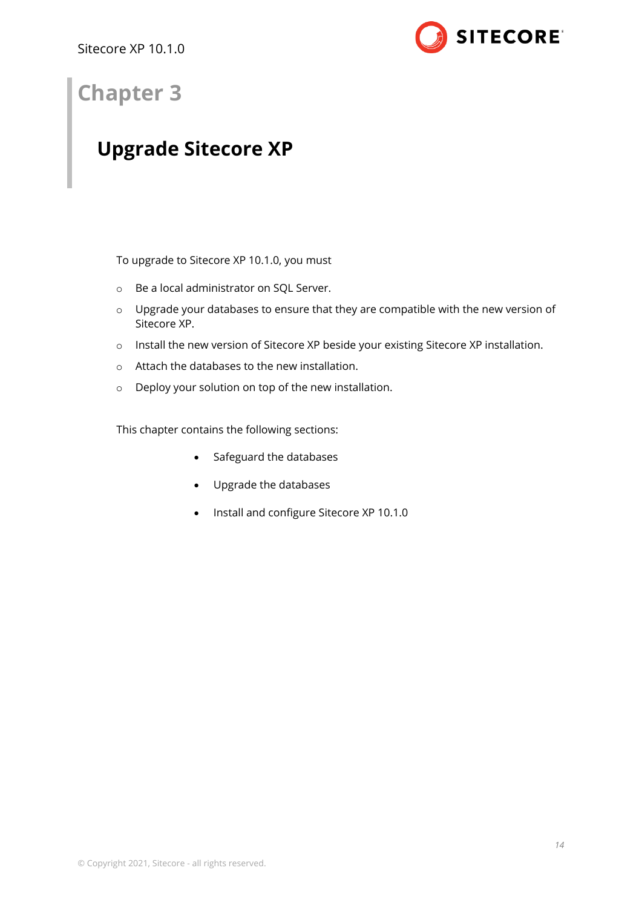# Chapter 3

## Upgrade Sitecore XP

To upgrade to Sitecore XP 10.1.0, you must

- Be a local administrator on SQL Server.
- Upgrade your databases to ensure that they are compatible with the new version of Sitecore XP.
- Install the new version of Sitecore XP beside your existing Sitecore XP installation.
- Attach the databases to the new installation.
- Deploy your solution on top of the new installation.

This chapter contains the following sections:

- Safeguard the databases
- Upgrade the databases
- Install and configure Sitecore XP 10.1.0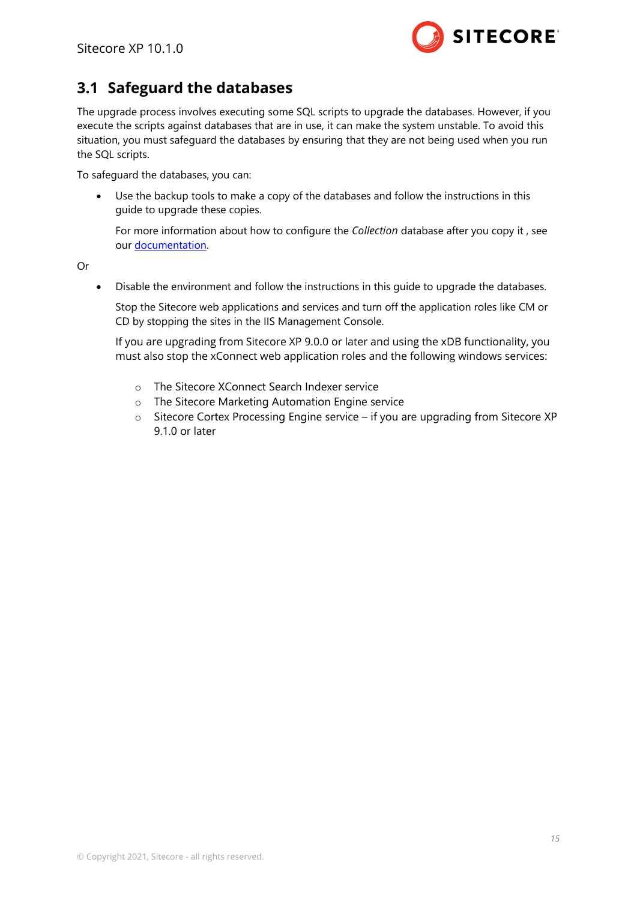## 3.1 Safeguard the databases

The upgrade process involves executing some SQL scripts to upgrade the databases. However, if you execute the scripts against databases that are in use, it can make the system unstable. To avoid this situation, you must safeguard the databases by ensuring that they are not being used when you run the SQL scripts.

To safeguard the databases, you can:

- Use the backup tools to make a copy of the databases and follow the instructions in this guide to upgrade these copies.

  For more information about how to configure the *Collection* database after you copy it , see our [documentation](documentation).

Or

- Disable the environment and follow the instructions in this guide to upgrade the databases.

  Stop the Sitecore web applications and services and turn off the application roles like CM or CD by stopping the sites in the IIS Management Console.

  If you are upgrading from Sitecore XP 9.0.0 or later and using the xDB functionality, you must also stop the xConnect web application roles and the following windows services:

  - The Sitecore XConnect Search Indexer service
  - The Sitecore Marketing Automation Engine service
  - Sitecore Cortex Processing Engine service – if you are upgrading from Sitecore XP 9.1.0 or later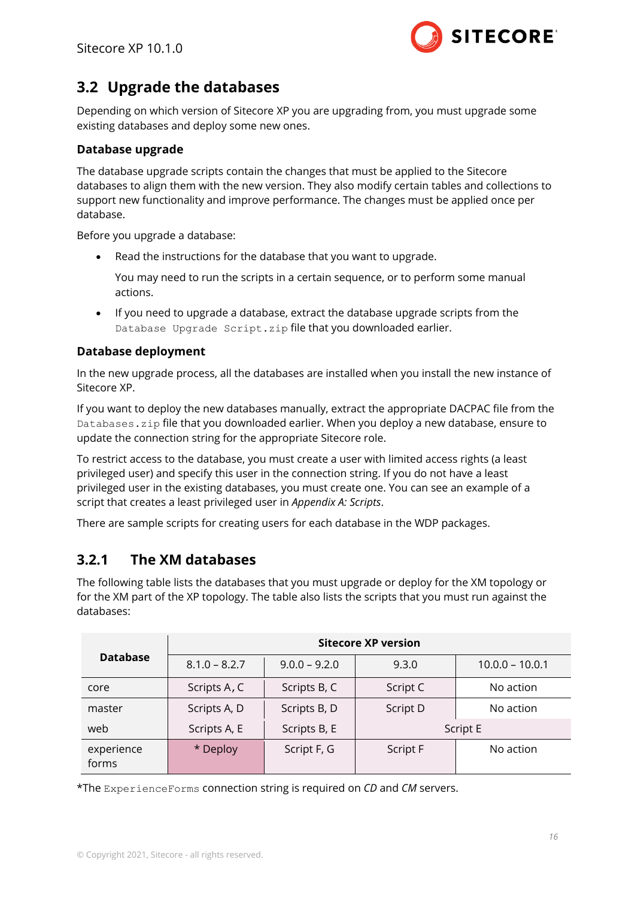## 3.2 Upgrade the databases

Depending on which version of Sitecore XP you are upgrading from, you must upgrade some existing databases and deploy some new ones.

### Database upgrade

The database upgrade scripts contain the changes that must be applied to the Sitecore databases to align them with the new version. They also modify certain tables and collections to support new functionality and improve performance. The changes must be applied once per database.

Before you upgrade a database:

- Read the instructions for the database that you want to upgrade.

  You may need to run the scripts in a certain sequence, or to perform some manual actions.

- If you need to upgrade a database, extract the database upgrade scripts from the `Database Upgrade Script.zip` file that you downloaded earlier.

### Database deployment

In the new upgrade process, all the databases are installed when you install the new instance of Sitecore XP.

If you want to deploy the new databases manually, extract the appropriate DACPAC file from the `Databases.zip` file that you downloaded earlier. When you deploy a new database, ensure to update the connection string for the appropriate Sitecore role.

To restrict access to the database, you must create a user with limited access rights (a least privileged user) and specify this user in the connection string. If you do not have a least privileged user in the existing databases, you must create one. You can see an example of a script that creates a least privileged user in *Appendix A: Scripts*.

There are sample scripts for creating users for each database in the WDP packages.

### 3.2.1 The XM databases

The following table lists the databases that you must upgrade or deploy for the XM topology or for the XM part of the XP topology. The table also lists the scripts that you must run against the databases:

| Database | Sitecore XP version | | | |
|---|---|---|---|---|
| | 8.1.0 – 8.2.7 | 9.0.0 – 9.2.0 | 9.3.0 | 10.0.0 – 10.0.1 |
| core | Scripts A, C | Scripts B, C | Script C | No action |
| master | Scripts A, D | Scripts B, D | Script D | No action |
| web | Scripts A, E | Scripts B, E | Script E | |
| experience forms | * Deploy | Script F, G | Script F | No action |

*The `ExperienceForms` connection string is required on *CD* and *CM* servers.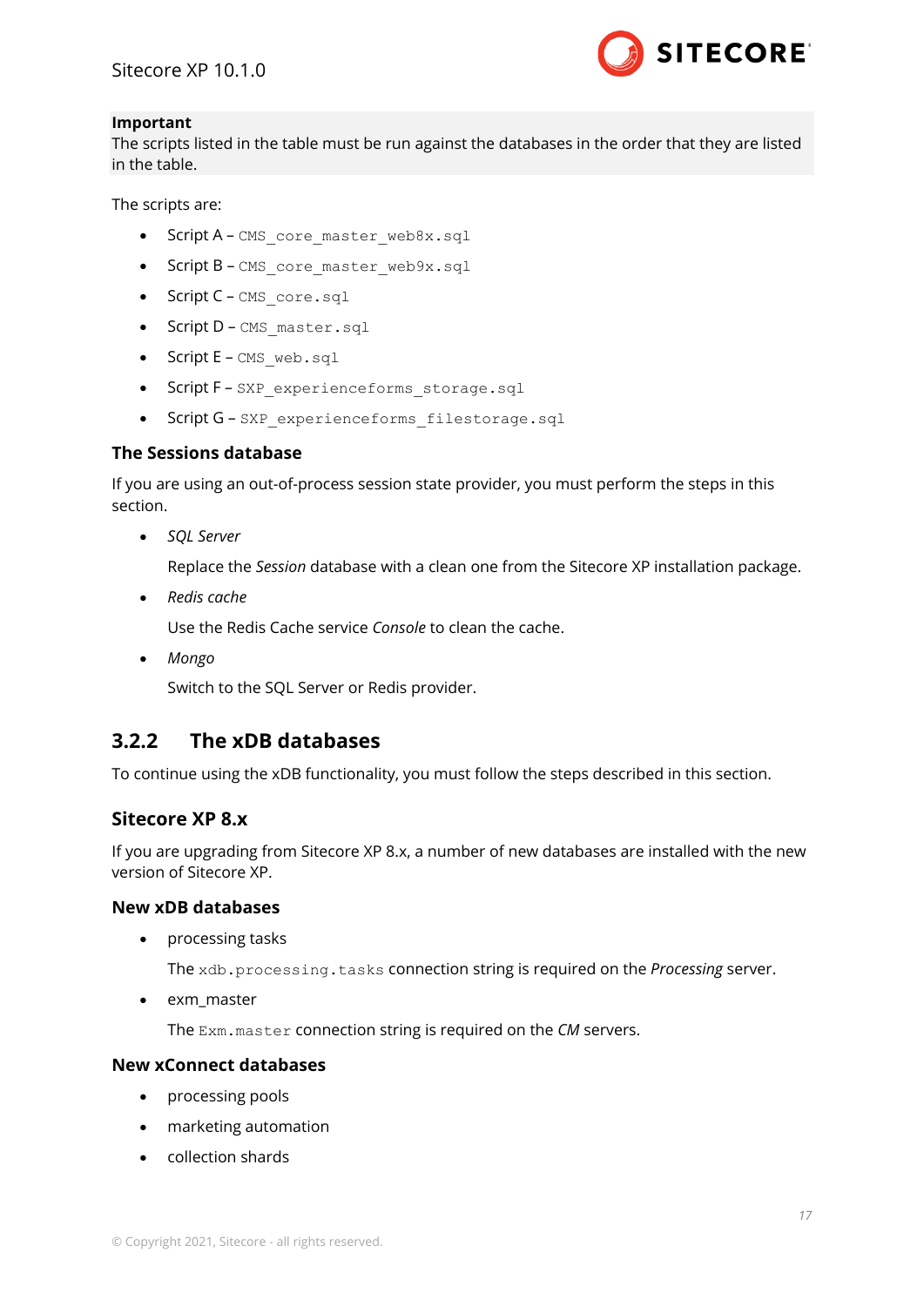**Important**
The scripts listed in the table must be run against the databases in the order that they are listed in the table.

The scripts are:

- Script A – `CMS_core_master_web8x.sql`
- Script B – `CMS_core_master_web9x.sql`
- Script C – `CMS_core.sql`
- Script D – `CMS_master.sql`
- Script E – `CMS_web.sql`
- Script F – `SXP_experienceforms_storage.sql`
- Script G – `SXP_experienceforms_filestorage.sql`

### The Sessions database

If you are using an out-of-process session state provider, you must perform the steps in this section.

- *SQL Server*

  Replace the *Session* database with a clean one from the Sitecore XP installation package.

- *Redis cache*

  Use the Redis Cache service *Console* to clean the cache.

- *Mongo*

  Switch to the SQL Server or Redis provider.

## 3.2.2 The xDB databases

To continue using the xDB functionality, you must follow the steps described in this section.

### Sitecore XP 8.x

If you are upgrading from Sitecore XP 8.x, a number of new databases are installed with the new version of Sitecore XP.

#### New xDB databases

- processing tasks

  The `xdb.processing.tasks` connection string is required on the *Processing* server.

- exm_master

  The `Exm.master` connection string is required on the *CM* servers.

#### New xConnect databases

- processing pools
- marketing automation
- collection shards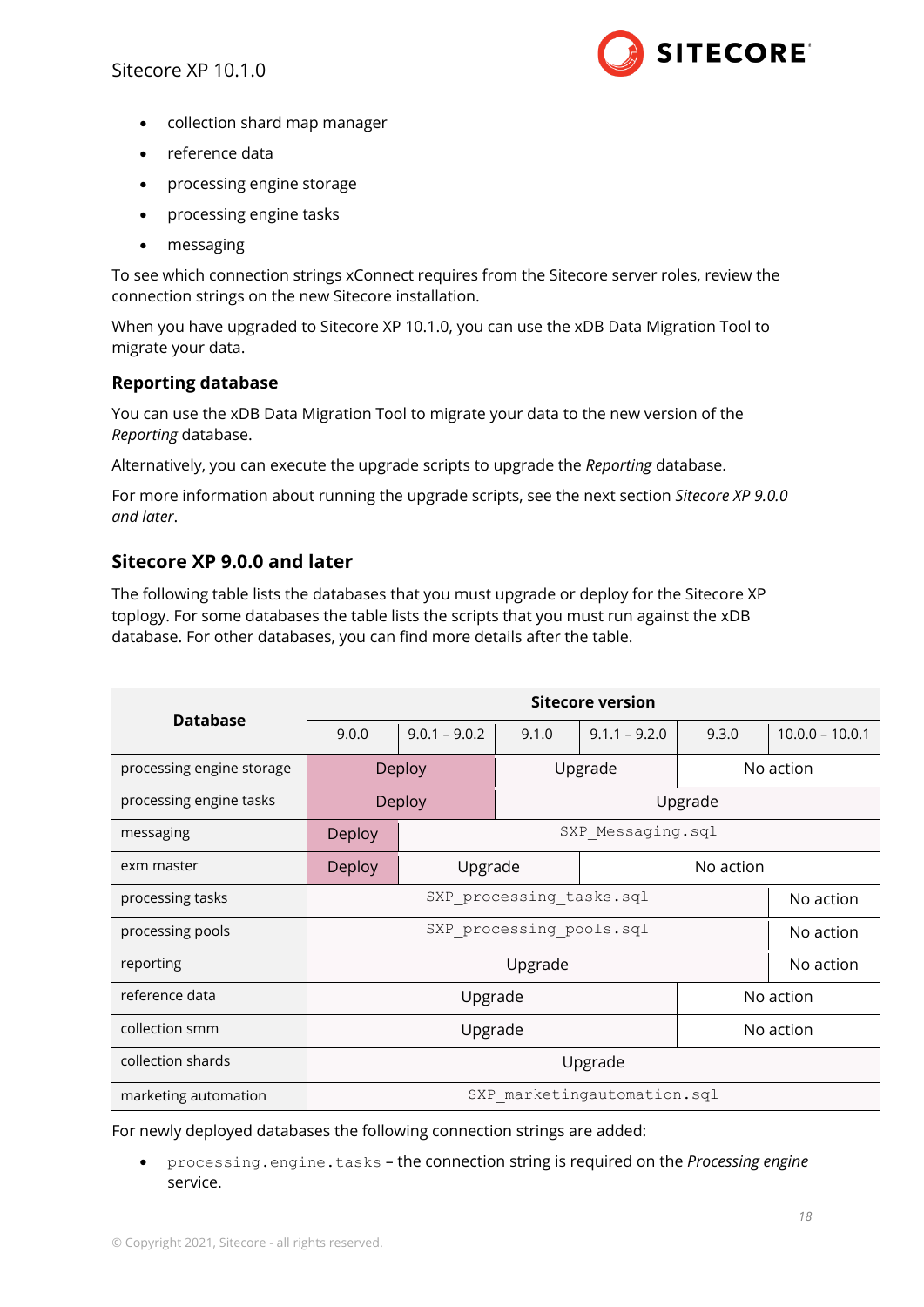- collection shard map manager
- reference data
- processing engine storage
- processing engine tasks
- messaging

To see which connection strings xConnect requires from the Sitecore server roles, review the connection strings on the new Sitecore installation.

When you have upgraded to Sitecore XP 10.1.0, you can use the xDB Data Migration Tool to migrate your data.

### Reporting database

You can use the xDB Data Migration Tool to migrate your data to the new version of the *Reporting* database.

Alternatively, you can execute the upgrade scripts to upgrade the *Reporting* database.

For more information about running the upgrade scripts, see the next section *Sitecore XP 9.0.0 and later*.

## Sitecore XP 9.0.0 and later

The following table lists the databases that you must upgrade or deploy for the Sitecore XP toplogy. For some databases the table lists the scripts that you must run against the xDB database. For other databases, you can find more details after the table.

| Database | Sitecore version | | | | | |
|---|---|---|---|---|---|---|
| | 9.0.0 | 9.0.1 – 9.0.2 | 9.1.0 | 9.1.1 – 9.2.0 | 9.3.0 | 10.0.0 – 10.0.1 |
| processing engine storage | Deploy | | Upgrade | | No action | |
| processing engine tasks | Deploy | | Upgrade | | | |
| messaging | Deploy | `SXP_Messaging.sql` | | | | |
| exm master | Deploy | Upgrade | | No action | | |
| processing tasks | `SXP_processing_tasks.sql` | | | | | No action |
| processing pools | `SXP_processing_pools.sql` | | | | | No action |
| reporting | Upgrade | | | | | No action |
| reference data | Upgrade | | | | No action | |
| collection smm | Upgrade | | | | No action | |
| collection shards | Upgrade | | | | | |
| marketing automation | `SXP_marketingautomation.sql` | | | | | |

For newly deployed databases the following connection strings are added:

- `processing.engine.tasks` – the connection string is required on the *Processing engine* service.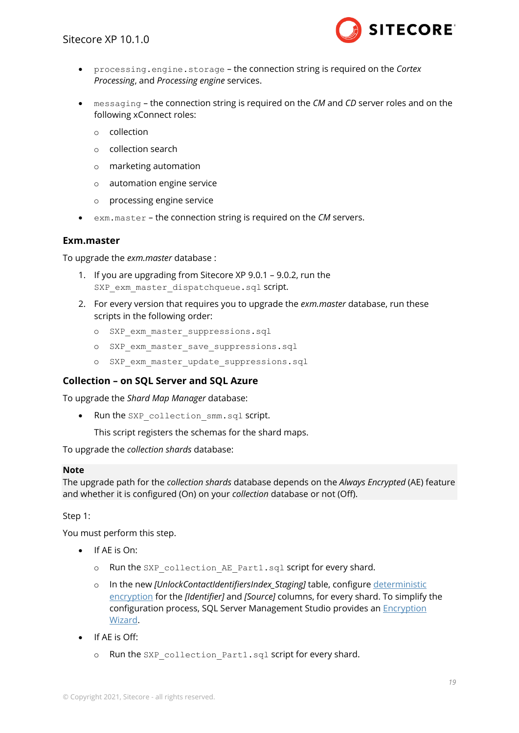- `processing.engine.storage` – the connection string is required on the *Cortex Processing*, and *Processing engine* services.

- `messaging` – the connection string is required on the *CM* and *CD* server roles and on the following xConnect roles:
  - collection
  - collection search
  - marketing automation
  - automation engine service
  - processing engine service
- `exm.master` – the connection string is required on the *CM* servers.

### Exm.master

To upgrade the *exm.master* database :

1. If you are upgrading from Sitecore XP 9.0.1 – 9.0.2, run the `SXP_exm_master_dispatchqueue.sql` script.
2. For every version that requires you to upgrade the *exm.master* database, run these scripts in the following order:
   - `SXP_exm_master_suppressions.sql`
   - `SXP_exm_master_save_suppressions.sql`
   - `SXP_exm_master_update_suppressions.sql`

### Collection – on SQL Server and SQL Azure

To upgrade the *Shard Map Manager* database:

- Run the `SXP_collection_smm.sql` script.

  This script registers the schemas for the shard maps.

To upgrade the *collection shards* database:

> **Note**
> The upgrade path for the *collection shards* database depends on the *Always Encrypted* (AE) feature and whether it is configured (On) on your *collection* database or not (Off).

Step 1:

You must perform this step.

- If AE is On:
  - Run the `SXP_collection_AE_Part1.sql` script for every shard.
  - In the new *[UnlockContactIdentifiersIndex_Staging]* table, configure deterministic encryption for the *[Identifier]* and *[Source]* columns, for every shard. To simplify the configuration process, SQL Server Management Studio provides an Encryption Wizard.
- If AE is Off:
  - Run the `SXP_collection_Part1.sql` script for every shard.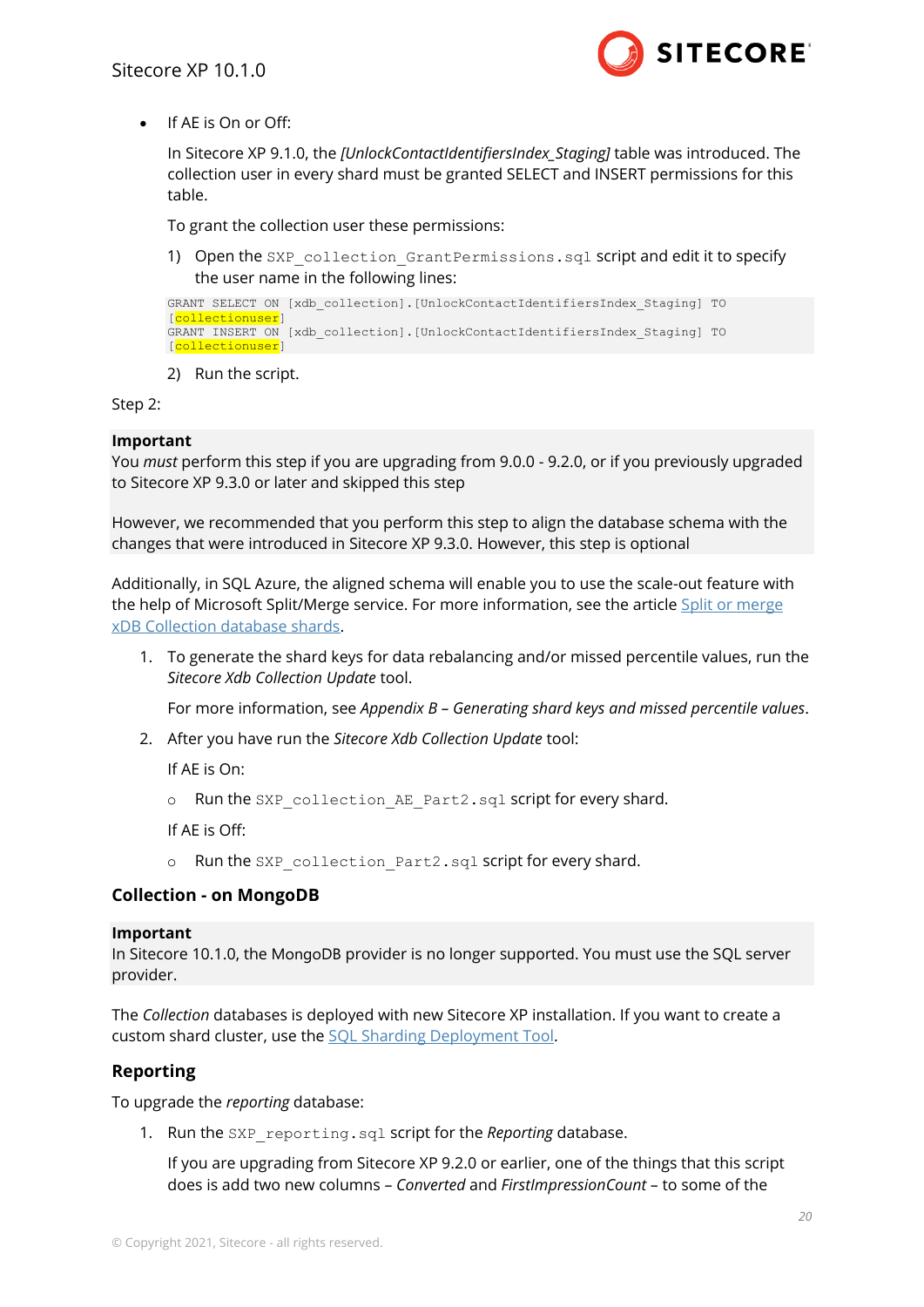- If AE is On or Off:

  In Sitecore XP 9.1.0, the *[UnlockContactIdentifiersIndex_Staging]* table was introduced. The collection user in every shard must be granted SELECT and INSERT permissions for this table.

  To grant the collection user these permissions:

  1) Open the `SXP_collection_GrantPermissions.sql` script and edit it to specify the user name in the following lines:

```
GRANT SELECT ON [xdb_collection].[UnlockContactIdentifiersIndex_Staging] TO
[collectionuser]
GRANT INSERT ON [xdb_collection].[UnlockContactIdentifiersIndex_Staging] TO
[collectionuser]
```

  2) Run the script.

Step 2:

**Important**
You *must* perform this step if you are upgrading from 9.0.0 - 9.2.0, or if you previously upgraded to Sitecore XP 9.3.0 or later and skipped this step

However, we recommended that you perform this step to align the database schema with the changes that were introduced in Sitecore XP 9.3.0. However, this step is optional

Additionally, in SQL Azure, the aligned schema will enable you to use the scale-out feature with the help of Microsoft Split/Merge service. For more information, see the article Split or merge xDB Collection database shards.

1. To generate the shard keys for data rebalancing and/or missed percentile values, run the *Sitecore Xdb Collection Update* tool.

   For more information, see *Appendix B – Generating shard keys and missed percentile values*.

2. After you have run the *Sitecore Xdb Collection Update* tool:

   If AE is On:

   - Run the `SXP_collection_AE_Part2.sql` script for every shard.

   If AE is Off:

   - Run the `SXP_collection_Part2.sql` script for every shard.

### Collection - on MongoDB

**Important**
In Sitecore 10.1.0, the MongoDB provider is no longer supported. You must use the SQL server provider.

The *Collection* databases is deployed with new Sitecore XP installation. If you want to create a custom shard cluster, use the SQL Sharding Deployment Tool.

## Reporting

To upgrade the *reporting* database:

1. Run the `SXP_reporting.sql` script for the *Reporting* database.

   If you are upgrading from Sitecore XP 9.2.0 or earlier, one of the things that this script does is add two new columns – *Converted* and *FirstImpressionCount* – to some of the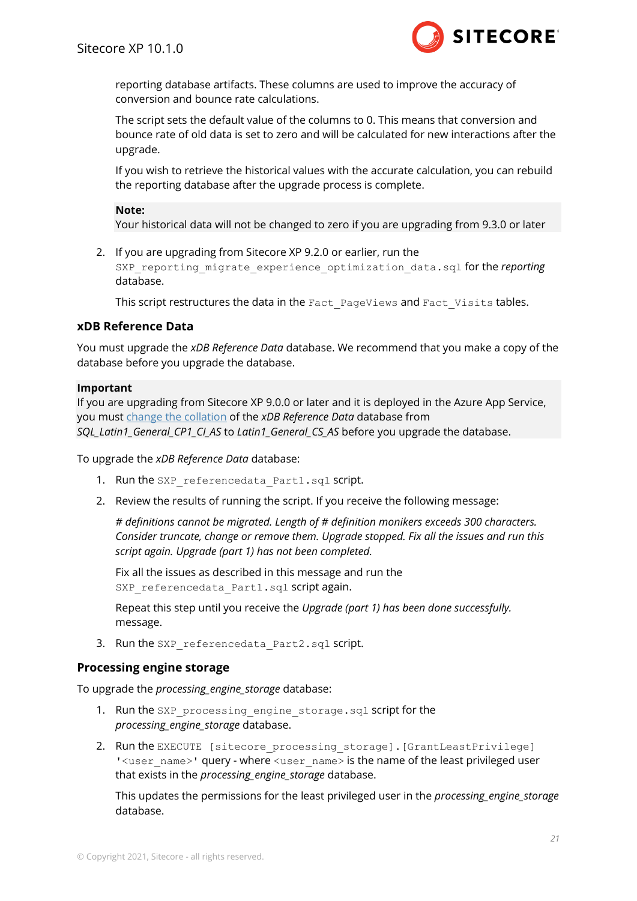reporting database artifacts. These columns are used to improve the accuracy of conversion and bounce rate calculations.

The script sets the default value of the columns to 0. This means that conversion and bounce rate of old data is set to zero and will be calculated for new interactions after the upgrade.

If you wish to retrieve the historical values with the accurate calculation, you can rebuild the reporting database after the upgrade process is complete.

> **Note:**
> Your historical data will not be changed to zero if you are upgrading from 9.3.0 or later

2. If you are upgrading from Sitecore XP 9.2.0 or earlier, run the `SXP_reporting_migrate_experience_optimization_data.sql` for the *reporting* database.

   This script restructures the data in the `Fact_PageViews` and `Fact_Visits` tables.

### xDB Reference Data

You must upgrade the *xDB Reference Data* database. We recommend that you make a copy of the database before you upgrade the database.

> **Important**
> If you are upgrading from Sitecore XP 9.0.0 or later and it is deployed in the Azure App Service, you must change the collation of the *xDB Reference Data* database from *SQL_Latin1_General_CP1_CI_AS* to *Latin1_General_CS_AS* before you upgrade the database.

To upgrade the *xDB Reference Data* database:

1. Run the `SXP_referencedata_Part1.sql` script.
2. Review the results of running the script. If you receive the following message:

   *# definitions cannot be migrated. Length of # definition monikers exceeds 300 characters. Consider truncate, change or remove them. Upgrade stopped. Fix all the issues and run this script again. Upgrade (part 1) has not been completed.*

   Fix all the issues as described in this message and run the `SXP_referencedata_Part1.sql` script again.

   Repeat this step until you receive the *Upgrade (part 1) has been done successfully.* message.
3. Run the `SXP_referencedata_Part2.sql` script.

### Processing engine storage

To upgrade the *processing_engine_storage* database:

1. Run the `SXP_processing_engine_storage.sql` script for the *processing_engine_storage* database.
2. Run the `EXECUTE [sitecore_processing_storage].[GrantLeastPrivilege] '<user_name>'` query - where `<user_name>` is the name of the least privileged user that exists in the *processing_engine_storage* database.

   This updates the permissions for the least privileged user in the *processing_engine_storage* database.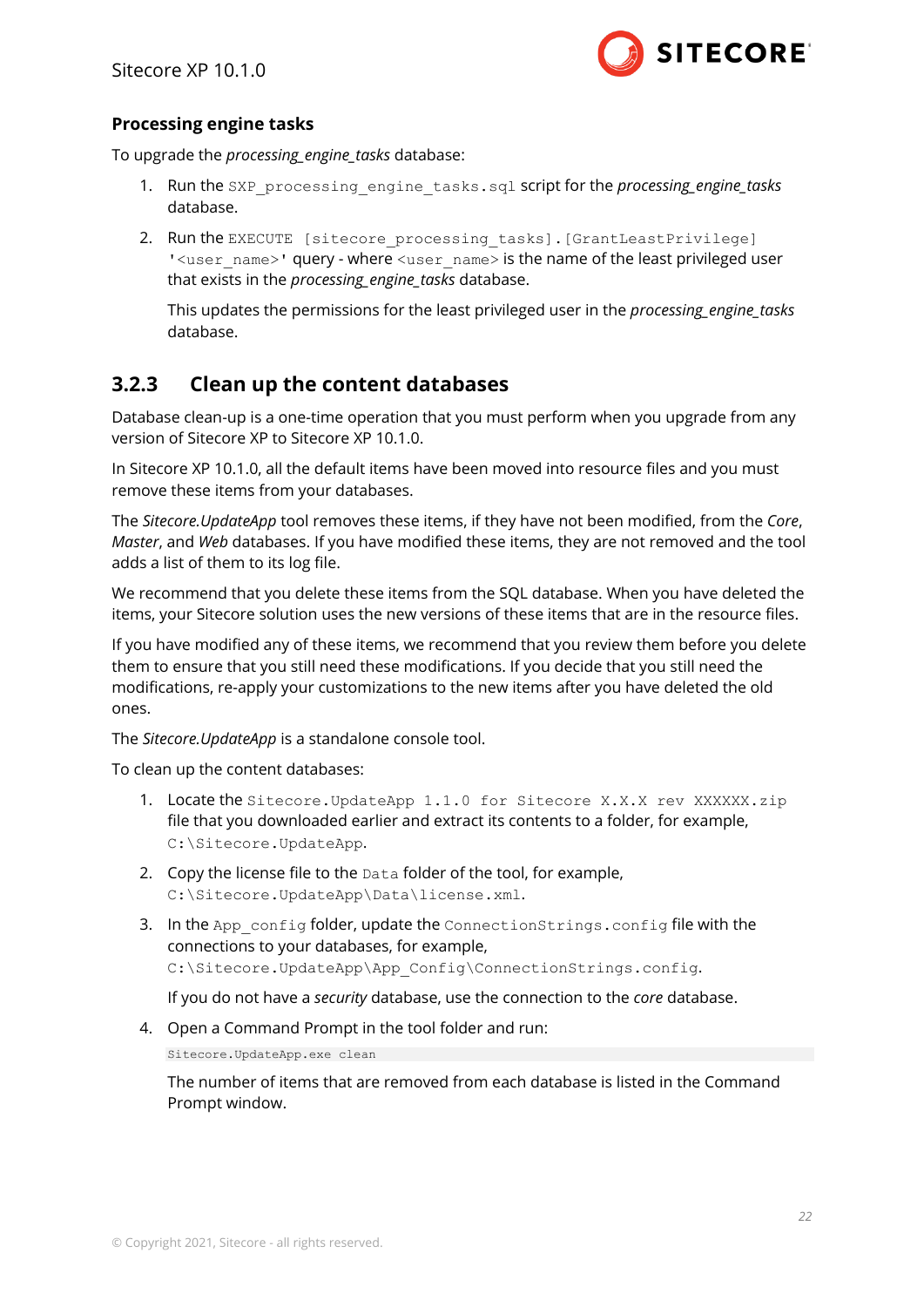#### Processing engine tasks

To upgrade the *processing_engine_tasks* database:

1. Run the `SXP_processing_engine_tasks.sql` script for the *processing_engine_tasks* database.
2. Run the `EXECUTE [sitecore_processing_tasks].[GrantLeastPrivilege] '<user_name>'` query - where `<user_name>` is the name of the least privileged user that exists in the *processing_engine_tasks* database.

   This updates the permissions for the least privileged user in the *processing_engine_tasks* database.

### 3.2.3 Clean up the content databases

Database clean-up is a one-time operation that you must perform when you upgrade from any version of Sitecore XP to Sitecore XP 10.1.0.

In Sitecore XP 10.1.0, all the default items have been moved into resource files and you must remove these items from your databases.

The *Sitecore.UpdateApp* tool removes these items, if they have not been modified, from the *Core*, *Master*, and *Web* databases. If you have modified these items, they are not removed and the tool adds a list of them to its log file.

We recommend that you delete these items from the SQL database. When you have deleted the items, your Sitecore solution uses the new versions of these items that are in the resource files.

If you have modified any of these items, we recommend that you review them before you delete them to ensure that you still need these modifications. If you decide that you still need the modifications, re-apply your customizations to the new items after you have deleted the old ones.

The *Sitecore.UpdateApp* is a standalone console tool.

To clean up the content databases:

1. Locate the `Sitecore.UpdateApp 1.1.0 for Sitecore X.X.X rev XXXXXX.zip` file that you downloaded earlier and extract its contents to a folder, for example, `C:\Sitecore.UpdateApp`.
2. Copy the license file to the `Data` folder of the tool, for example, `C:\Sitecore.UpdateApp\Data\license.xml`.
3. In the `App_config` folder, update the `ConnectionStrings.config` file with the connections to your databases, for example, `C:\Sitecore.UpdateApp\App_Config\ConnectionStrings.config`.

   If you do not have a *security* database, use the connection to the *core* database.
4. Open a Command Prompt in the tool folder and run:

   ```
   Sitecore.UpdateApp.exe clean
   ```

   The number of items that are removed from each database is listed in the Command Prompt window.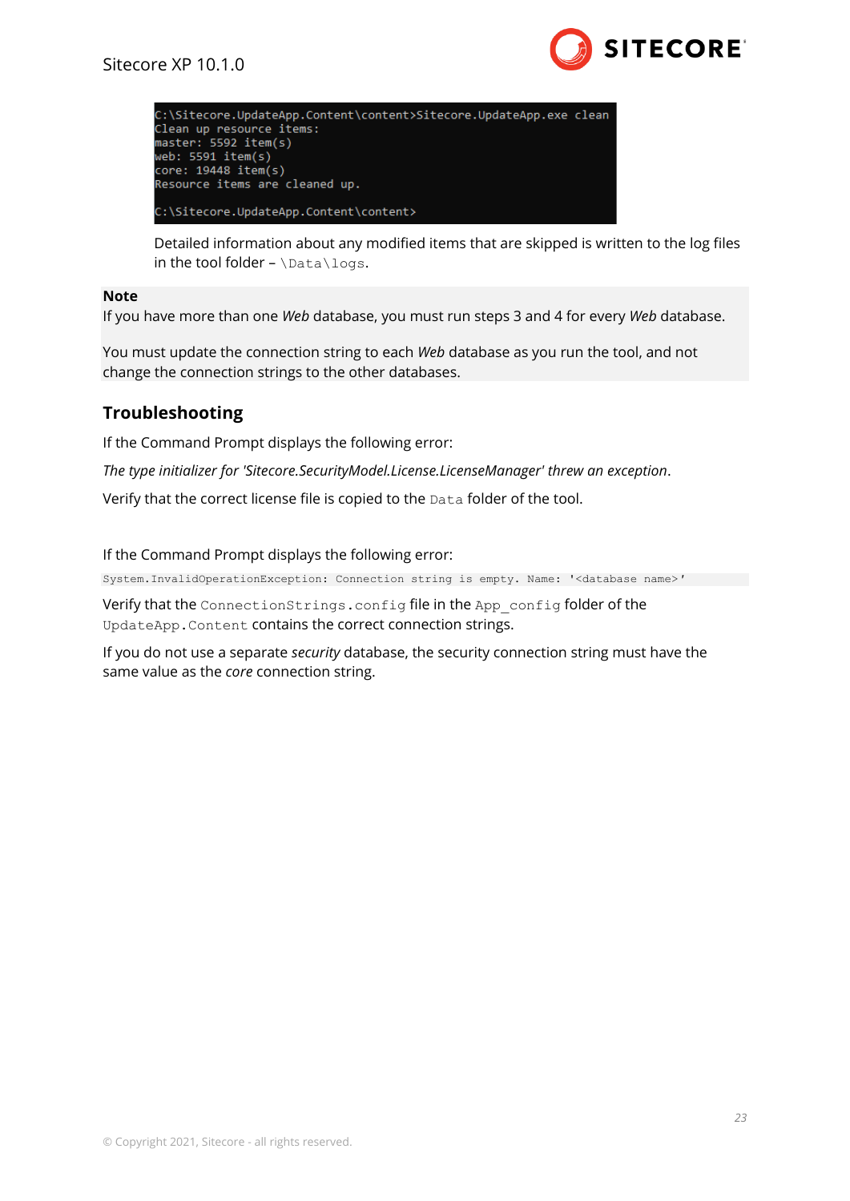```
C:\Sitecore.UpdateApp.Content\content>Sitecore.UpdateApp.exe clean
Clean up resource items:
master: 5592 item(s)
web: 5591 item(s)
core: 19448 item(s)
Resource items are cleaned up.

C:\Sitecore.UpdateApp.Content\content>
```

Detailed information about any modified items that are skipped is written to the log files in the tool folder – `\Data\logs`.

**Note**
If you have more than one *Web* database, you must run steps 3 and 4 for every *Web* database.

You must update the connection string to each *Web* database as you run the tool, and not change the connection strings to the other databases.

## Troubleshooting

If the Command Prompt displays the following error:

*The type initializer for 'Sitecore.SecurityModel.License.LicenseManager' threw an exception*.

Verify that the correct license file is copied to the `Data` folder of the tool.

If the Command Prompt displays the following error:

```
System.InvalidOperationException: Connection string is empty. Name: '<database name>'
```

Verify that the `ConnectionStrings.config` file in the `App_config` folder of the `UpdateApp.Content` contains the correct connection strings.

If you do not use a separate *security* database, the security connection string must have the same value as the *core* connection string.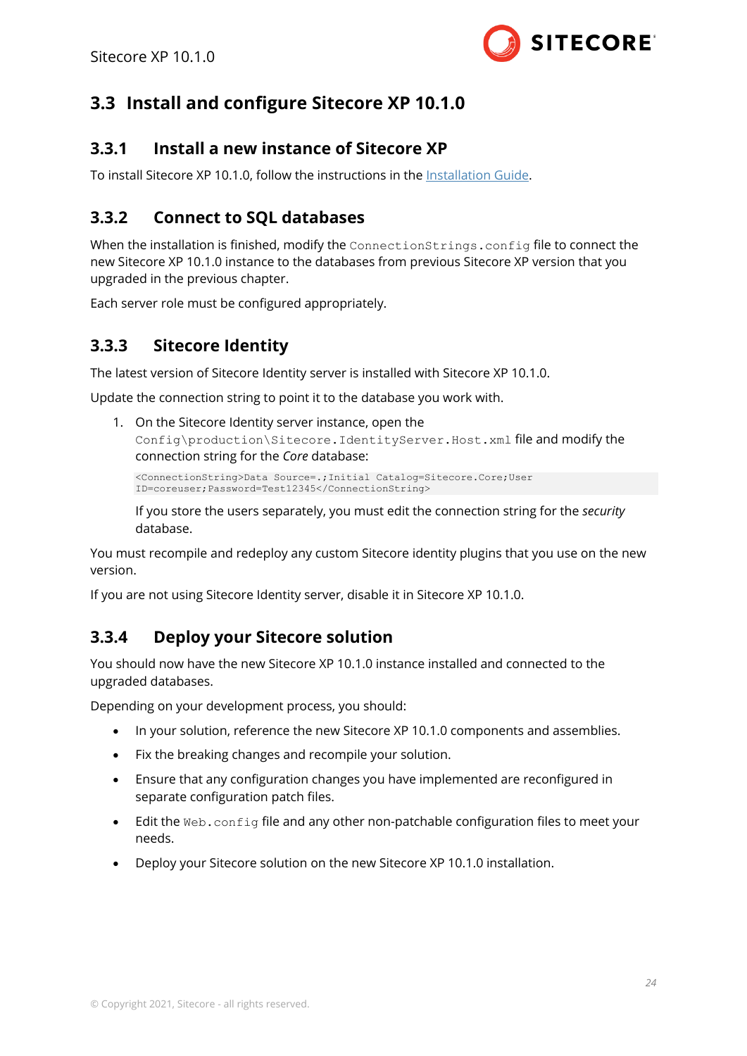## 3.3 Install and configure Sitecore XP 10.1.0

### 3.3.1 Install a new instance of Sitecore XP

To install Sitecore XP 10.1.0, follow the instructions in the Installation Guide.

### 3.3.2 Connect to SQL databases

When the installation is finished, modify the `ConnectionStrings.config` file to connect the new Sitecore XP 10.1.0 instance to the databases from previous Sitecore XP version that you upgraded in the previous chapter.

Each server role must be configured appropriately.

### 3.3.3 Sitecore Identity

The latest version of Sitecore Identity server is installed with Sitecore XP 10.1.0.

Update the connection string to point it to the database you work with.

1. On the Sitecore Identity server instance, open the `Config\production\Sitecore.IdentityServer.Host.xml` file and modify the connection string for the *Core* database:

   ```
   <ConnectionString>Data Source=.;Initial Catalog=Sitecore.Core;User
   ID=coreuser;Password=Test12345</ConnectionString>
   ```

   If you store the users separately, you must edit the connection string for the *security* database.

You must recompile and redeploy any custom Sitecore identity plugins that you use on the new version.

If you are not using Sitecore Identity server, disable it in Sitecore XP 10.1.0.

### 3.3.4 Deploy your Sitecore solution

You should now have the new Sitecore XP 10.1.0 instance installed and connected to the upgraded databases.

Depending on your development process, you should:

- In your solution, reference the new Sitecore XP 10.1.0 components and assemblies.
- Fix the breaking changes and recompile your solution.
- Ensure that any configuration changes you have implemented are reconfigured in separate configuration patch files.
- Edit the `Web.config` file and any other non-patchable configuration files to meet your needs.
- Deploy your Sitecore solution on the new Sitecore XP 10.1.0 installation.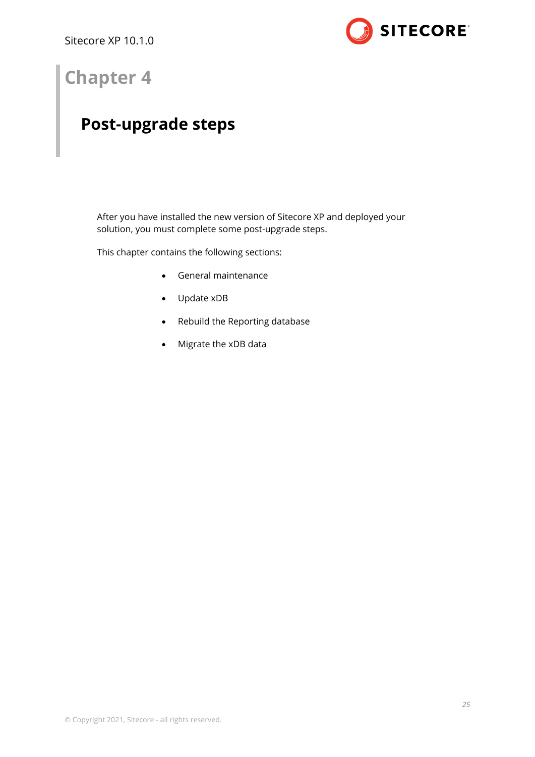# Chapter 4

## Post-upgrade steps

After you have installed the new version of Sitecore XP and deployed your solution, you must complete some post-upgrade steps.

This chapter contains the following sections:

- General maintenance
- Update xDB
- Rebuild the Reporting database
- Migrate the xDB data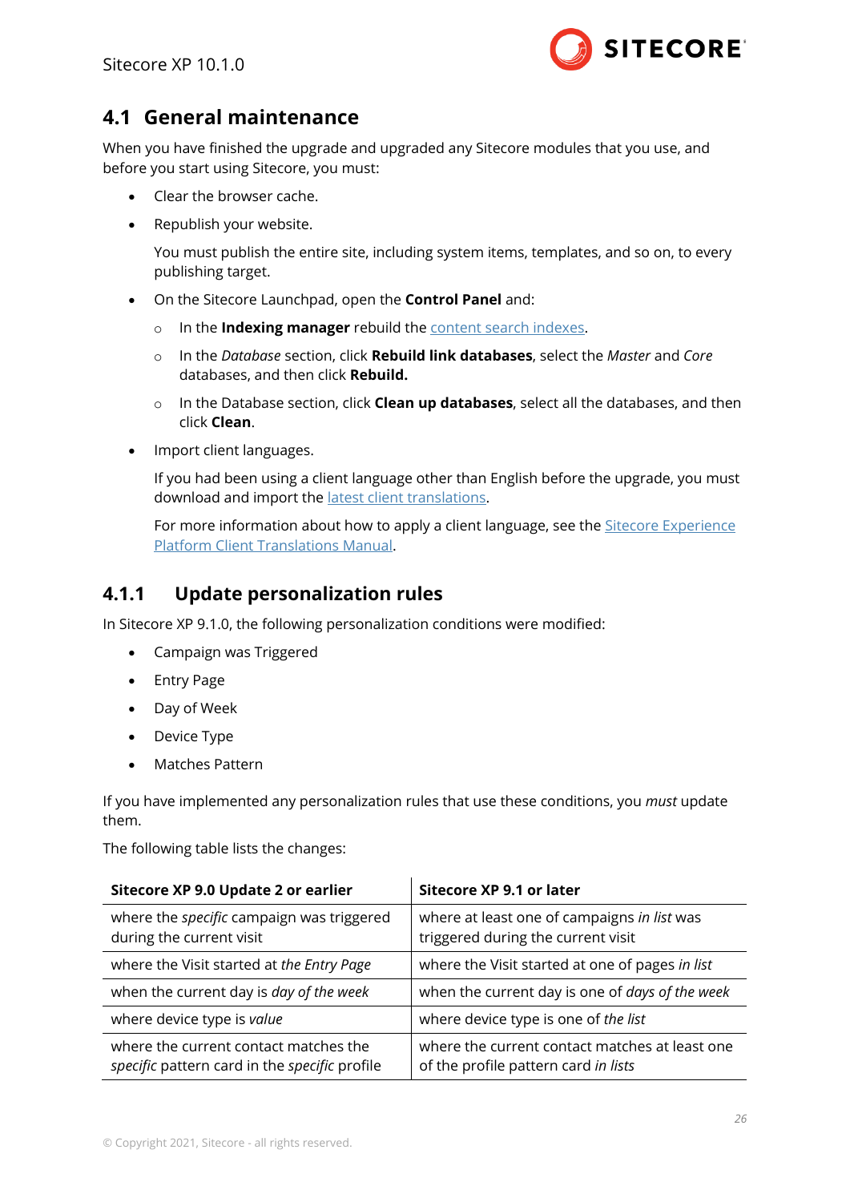## 4.1 General maintenance

When you have finished the upgrade and upgraded any Sitecore modules that you use, and before you start using Sitecore, you must:

- Clear the browser cache.
- Republish your website.

  You must publish the entire site, including system items, templates, and so on, to every publishing target.
- On the Sitecore Launchpad, open the **Control Panel** and:
  - In the **Indexing manager** rebuild the content search indexes.
  - In the *Database* section, click **Rebuild link databases**, select the *Master* and *Core* databases, and then click **Rebuild.**
  - In the Database section, click **Clean up databases**, select all the databases, and then click **Clean**.
- Import client languages.

  If you had been using a client language other than English before the upgrade, you must download and import the latest client translations.

  For more information about how to apply a client language, see the Sitecore Experience Platform Client Translations Manual.

### 4.1.1 Update personalization rules

In Sitecore XP 9.1.0, the following personalization conditions were modified:

- Campaign was Triggered
- Entry Page
- Day of Week
- Device Type
- Matches Pattern

If you have implemented any personalization rules that use these conditions, you *must* update them.

The following table lists the changes:

| Sitecore XP 9.0 Update 2 or earlier | Sitecore XP 9.1 or later |
|---|---|
| where the *specific* campaign was triggered during the current visit | where at least one of campaigns *in list* was triggered during the current visit |
| where the Visit started at *the Entry Page* | where the Visit started at one of pages *in list* |
| when the current day is *day of the week* | when the current day is one of *days of the week* |
| where device type is *value* | where device type is one of *the list* |
| where the current contact matches the *specific* pattern card in the *specific* profile | where the current contact matches at least one of the profile pattern card *in lists* |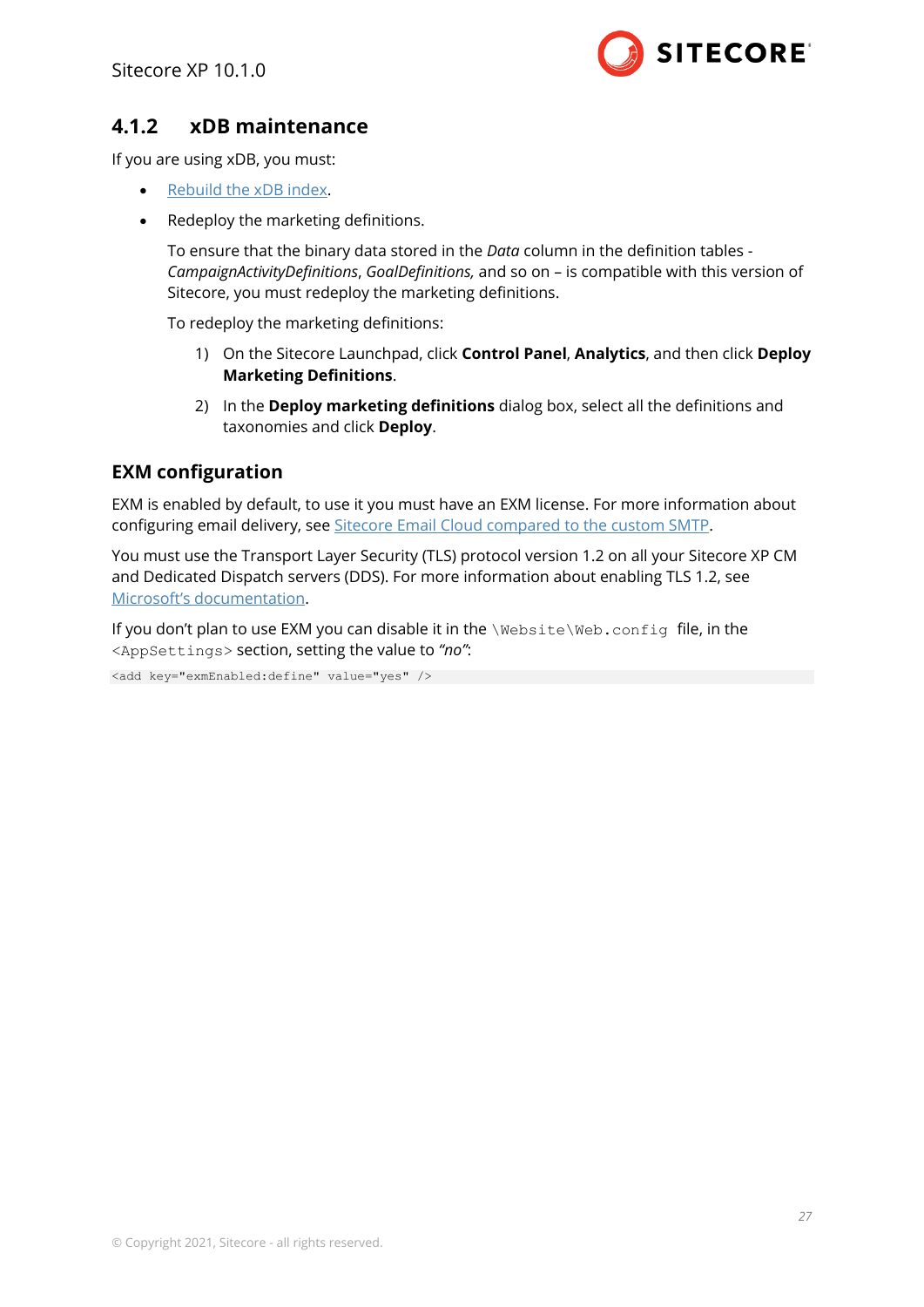### 4.1.2 xDB maintenance

If you are using xDB, you must:

- Rebuild the xDB index.
- Redeploy the marketing definitions.

  To ensure that the binary data stored in the *Data* column in the definition tables - *CampaignActivityDefinitions*, *GoalDefinitions,* and so on – is compatible with this version of Sitecore, you must redeploy the marketing definitions.

  To redeploy the marketing definitions:

  1) On the Sitecore Launchpad, click **Control Panel**, **Analytics**, and then click **Deploy Marketing Definitions**.
  2) In the **Deploy marketing definitions** dialog box, select all the definitions and taxonomies and click **Deploy**.

#### EXM configuration

EXM is enabled by default, to use it you must have an EXM license. For more information about configuring email delivery, see Sitecore Email Cloud compared to the custom SMTP.

You must use the Transport Layer Security (TLS) protocol version 1.2 on all your Sitecore XP CM and Dedicated Dispatch servers (DDS). For more information about enabling TLS 1.2, see Microsoft's documentation.

If you don't plan to use EXM you can disable it in the `\Website\Web.config` file, in the `<AppSettings>` section, setting the value to *"no"*:

```
<add key="exmEnabled:define" value="yes" />
```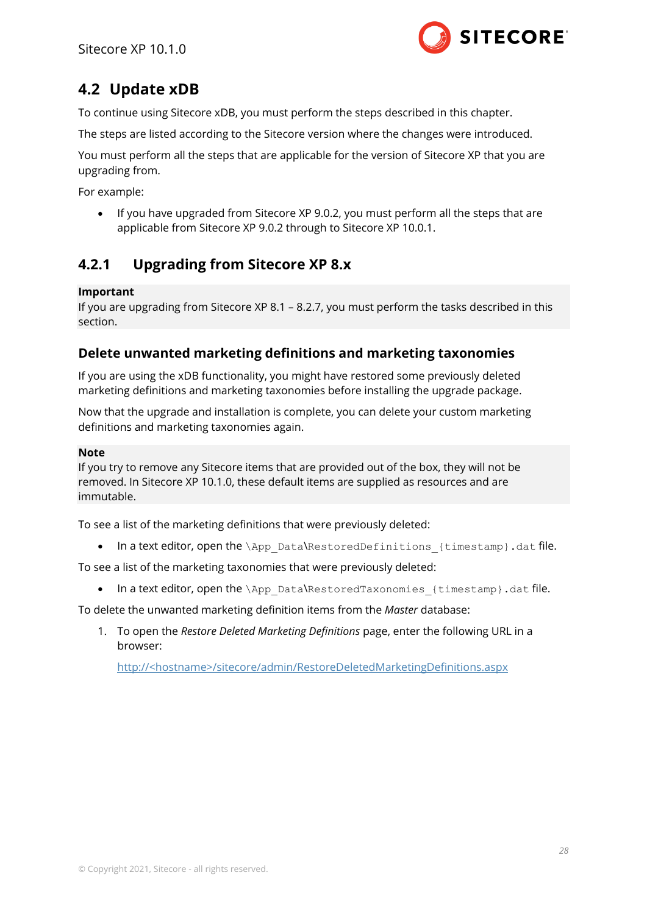## 4.2 Update xDB

To continue using Sitecore xDB, you must perform the steps described in this chapter.

The steps are listed according to the Sitecore version where the changes were introduced.

You must perform all the steps that are applicable for the version of Sitecore XP that you are upgrading from.

For example:

- If you have upgraded from Sitecore XP 9.0.2, you must perform all the steps that are applicable from Sitecore XP 9.0.2 through to Sitecore XP 10.0.1.

### 4.2.1 Upgrading from Sitecore XP 8.x

**Important**
If you are upgrading from Sitecore XP 8.1 – 8.2.7, you must perform the tasks described in this section.

#### Delete unwanted marketing definitions and marketing taxonomies

If you are using the xDB functionality, you might have restored some previously deleted marketing definitions and marketing taxonomies before installing the upgrade package.

Now that the upgrade and installation is complete, you can delete your custom marketing definitions and marketing taxonomies again.

**Note**
If you try to remove any Sitecore items that are provided out of the box, they will not be removed. In Sitecore XP 10.1.0, these default items are supplied as resources and are immutable.

To see a list of the marketing definitions that were previously deleted:

- In a text editor, open the `\App_Data\RestoredDefinitions_{timestamp}.dat` file.

To see a list of the marketing taxonomies that were previously deleted:

- In a text editor, open the `\App_Data\RestoredTaxonomies_{timestamp}.dat` file.

To delete the unwanted marketing definition items from the *Master* database:

1. To open the *Restore Deleted Marketing Definitions* page, enter the following URL in a browser:

   http://<hostname>/sitecore/admin/RestoreDeletedMarketingDefinitions.aspx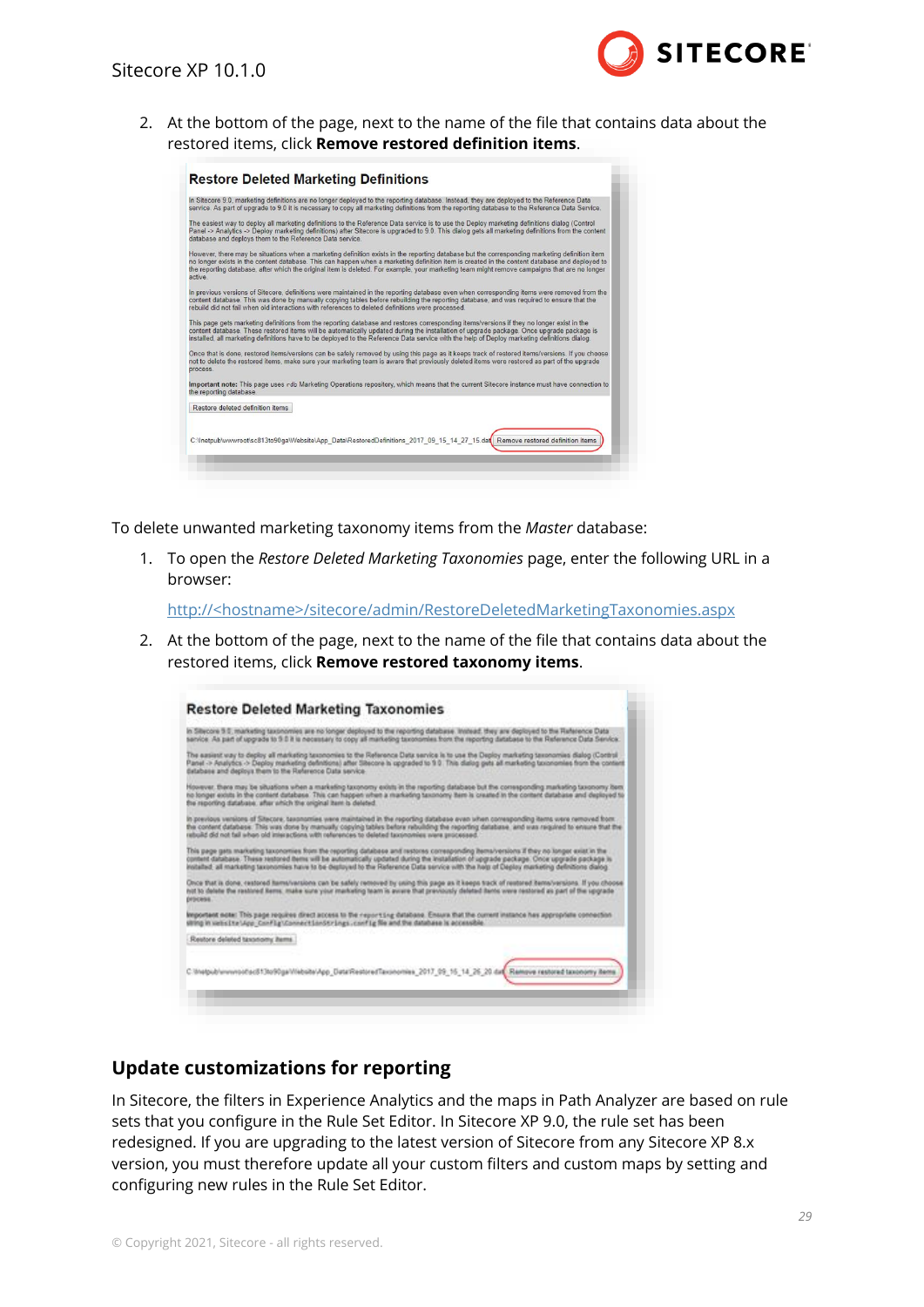2. At the bottom of the page, next to the name of the file that contains data about the restored items, click **Remove restored definition items**.

To delete unwanted marketing taxonomy items from the *Master* database:

1. To open the *Restore Deleted Marketing Taxonomies* page, enter the following URL in a browser:

   http://<hostname>/sitecore/admin/RestoreDeletedMarketingTaxonomies.aspx

2. At the bottom of the page, next to the name of the file that contains data about the restored items, click **Remove restored taxonomy items**.

## Update customizations for reporting

In Sitecore, the filters in Experience Analytics and the maps in Path Analyzer are based on rule sets that you configure in the Rule Set Editor. In Sitecore XP 9.0, the rule set has been redesigned. If you are upgrading to the latest version of Sitecore from any Sitecore XP 8.x version, you must therefore update all your custom filters and custom maps by setting and configuring new rules in the Rule Set Editor.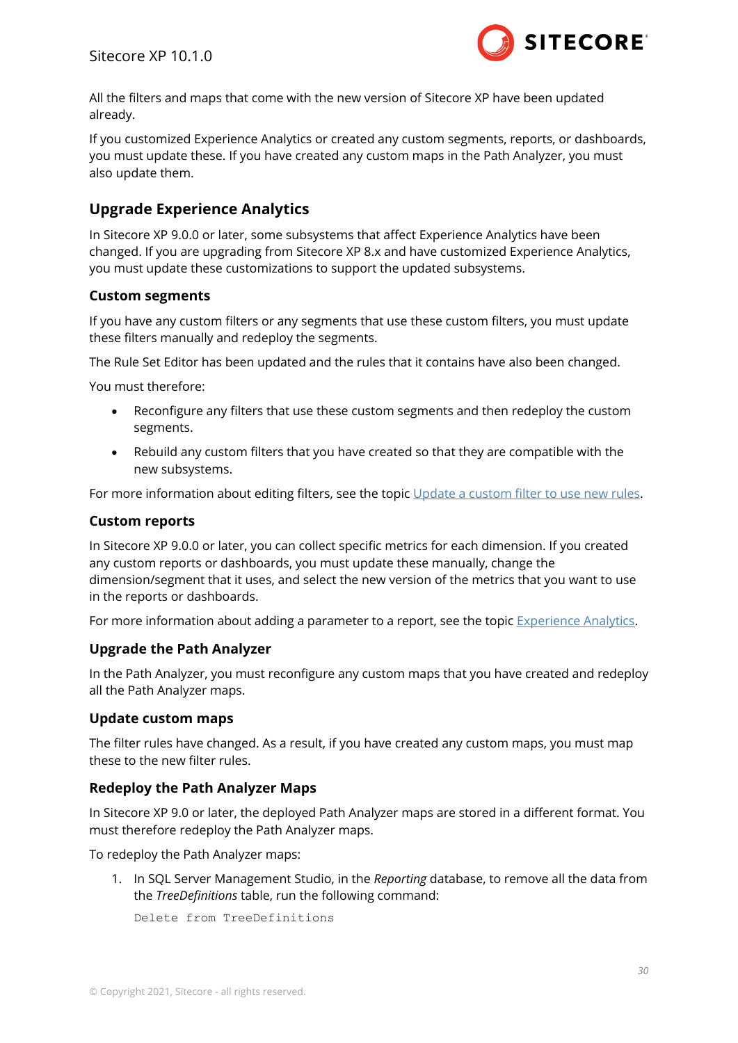All the filters and maps that come with the new version of Sitecore XP have been updated already.

If you customized Experience Analytics or created any custom segments, reports, or dashboards, you must update these. If you have created any custom maps in the Path Analyzer, you must also update them.

## Upgrade Experience Analytics

In Sitecore XP 9.0.0 or later, some subsystems that affect Experience Analytics have been changed. If you are upgrading from Sitecore XP 8.x and have customized Experience Analytics, you must update these customizations to support the updated subsystems.

### Custom segments

If you have any custom filters or any segments that use these custom filters, you must update these filters manually and redeploy the segments.

The Rule Set Editor has been updated and the rules that it contains have also been changed.

You must therefore:

- Reconfigure any filters that use these custom segments and then redeploy the custom segments.
- Rebuild any custom filters that you have created so that they are compatible with the new subsystems.

For more information about editing filters, see the topic Update a custom filter to use new rules.

### Custom reports

In Sitecore XP 9.0.0 or later, you can collect specific metrics for each dimension. If you created any custom reports or dashboards, you must update these manually, change the dimension/segment that it uses, and select the new version of the metrics that you want to use in the reports or dashboards.

For more information about adding a parameter to a report, see the topic Experience Analytics.

### Upgrade the Path Analyzer

In the Path Analyzer, you must reconfigure any custom maps that you have created and redeploy all the Path Analyzer maps.

### Update custom maps

The filter rules have changed. As a result, if you have created any custom maps, you must map these to the new filter rules.

### Redeploy the Path Analyzer Maps

In Sitecore XP 9.0 or later, the deployed Path Analyzer maps are stored in a different format. You must therefore redeploy the Path Analyzer maps.

To redeploy the Path Analyzer maps:

1. In SQL Server Management Studio, in the *Reporting* database, to remove all the data from the *TreeDefinitions* table, run the following command:

```
Delete from TreeDefinitions
```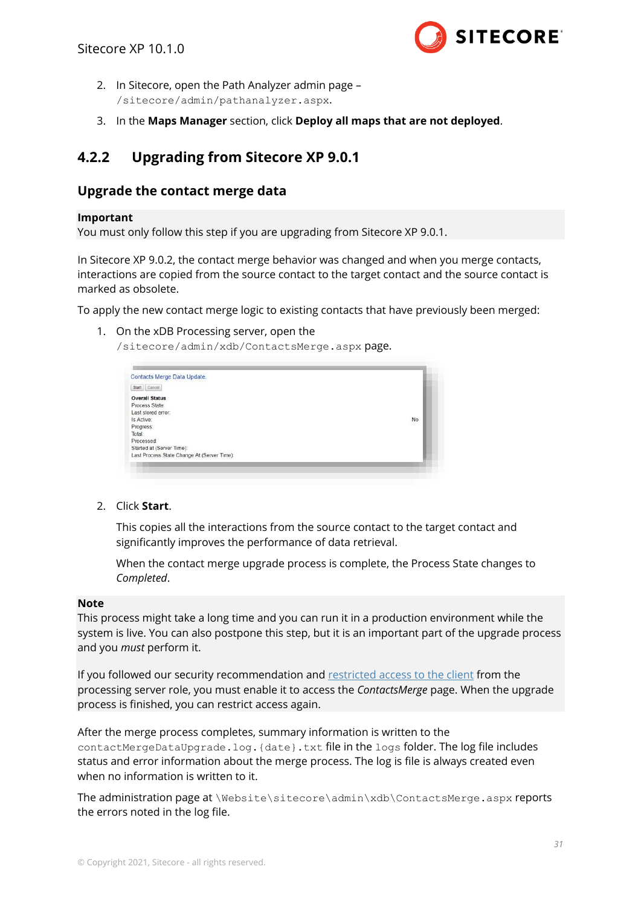2. In Sitecore, open the Path Analyzer admin page – `/sitecore/admin/pathanalyzer.aspx`.
3. In the **Maps Manager** section, click **Deploy all maps that are not deployed**.

## 4.2.2 Upgrading from Sitecore XP 9.0.1

### Upgrade the contact merge data

**Important**
You must only follow this step if you are upgrading from Sitecore XP 9.0.1.

In Sitecore XP 9.0.2, the contact merge behavior was changed and when you merge contacts, interactions are copied from the source contact to the target contact and the source contact is marked as obsolete.

To apply the new contact merge logic to existing contacts that have previously been merged:

1. On the xDB Processing server, open the `/sitecore/admin/xdb/ContactsMerge.aspx` page.

2. Click **Start**.

   This copies all the interactions from the source contact to the target contact and significantly improves the performance of data retrieval.

   When the contact merge upgrade process is complete, the Process State changes to *Completed*.

**Note**
This process might take a long time and you can run it in a production environment while the system is live. You can also postpone this step, but it is an important part of the upgrade process and you *must* perform it.

If you followed our security recommendation and restricted access to the client from the processing server role, you must enable it to access the *ContactsMerge* page. When the upgrade process is finished, you can restrict access again.

After the merge process completes, summary information is written to the `contactMergeDataUpgrade.log.{date}.txt` file in the `logs` folder. The log file includes status and error information about the merge process. The log is file is always created even when no information is written to it.

The administration page at `\Website\sitecore\admin\xdb\ContactsMerge.aspx` reports the errors noted in the log file.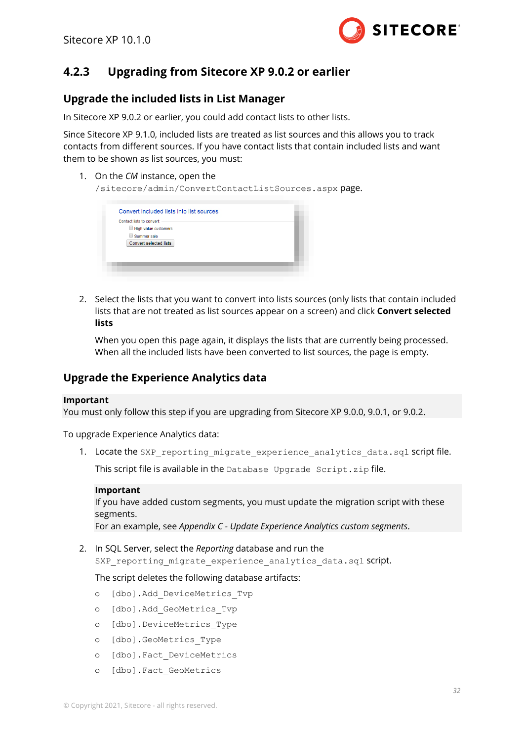### 4.2.3 Upgrading from Sitecore XP 9.0.2 or earlier

#### Upgrade the included lists in List Manager

In Sitecore XP 9.0.2 or earlier, you could add contact lists to other lists.

Since Sitecore XP 9.1.0, included lists are treated as list sources and this allows you to track contacts from different sources. If you have contact lists that contain included lists and want them to be shown as list sources, you must:

1. On the *CM* instance, open the `/sitecore/admin/ConvertContactListSources.aspx` page.

2. Select the lists that you want to convert into lists sources (only lists that contain included lists that are not treated as list sources appear on a screen) and click **Convert selected lists**

   When you open this page again, it displays the lists that are currently being processed. When all the included lists have been converted to list sources, the page is empty.

#### Upgrade the Experience Analytics data

**Important**
You must only follow this step if you are upgrading from Sitecore XP 9.0.0, 9.0.1, or 9.0.2.

To upgrade Experience Analytics data:

1. Locate the `SXP_reporting_migrate_experience_analytics_data.sql` script file.

   This script file is available in the `Database Upgrade Script.zip` file.

   **Important**
   If you have added custom segments, you must update the migration script with these segments.
   For an example, see *Appendix C - Update Experience Analytics custom segments*.

2. In SQL Server, select the *Reporting* database and run the `SXP_reporting_migrate_experience_analytics_data.sql` script.

   The script deletes the following database artifacts:

   - `[dbo].Add_DeviceMetrics_Tvp`
   - `[dbo].Add_GeoMetrics_Tvp`
   - `[dbo].DeviceMetrics_Type`
   - `[dbo].GeoMetrics_Type`
   - `[dbo].Fact_DeviceMetrics`
   - `[dbo].Fact_GeoMetrics`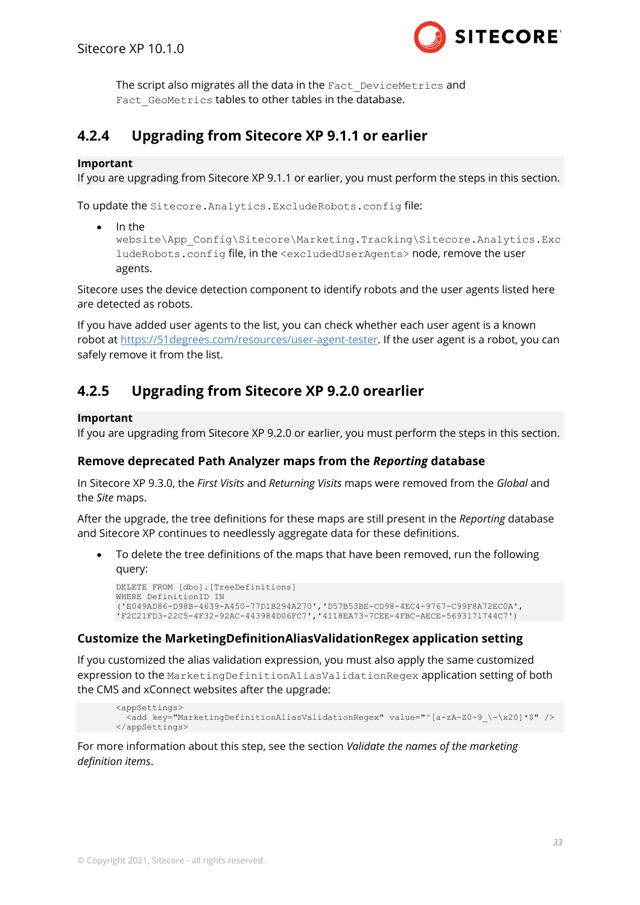The script also migrates all the data in the `Fact_DeviceMetrics` and `Fact_GeoMetrics` tables to other tables in the database.

### 4.2.4 Upgrading from Sitecore XP 9.1.1 or earlier

**Important**
If you are upgrading from Sitecore XP 9.1.1 or earlier, you must perform the steps in this section.

To update the `Sitecore.Analytics.ExcludeRobots.config` file:

- In the `website\App_Config\Sitecore\Marketing.Tracking\Sitecore.Analytics.ExcludeRobots.config` file, in the `<excludedUserAgents>` node, remove the user agents.

Sitecore uses the device detection component to identify robots and the user agents listed here are detected as robots.

If you have added user agents to the list, you can check whether each user agent is a known robot at https://51degrees.com/resources/user-agent-tester. If the user agent is a robot, you can safely remove it from the list.

### 4.2.5 Upgrading from Sitecore XP 9.2.0 orearlier

**Important**
If you are upgrading from Sitecore XP 9.2.0 or earlier, you must perform the steps in this section.

#### Remove deprecated Path Analyzer maps from the *Reporting* database

In Sitecore XP 9.3.0, the *First Visits* and *Returning Visits* maps were removed from the *Global* and the *Site* maps.

After the upgrade, the tree definitions for these maps are still present in the *Reporting* database and Sitecore XP continues to needlessly aggregate data for these definitions.

- To delete the tree definitions of the maps that have been removed, run the following query:

```
DELETE FROM [dbo].[TreeDefinitions]
WHERE DefinitionID IN
('E049AD86-D98B-4639-A450-77D1B294A270','D57B53BE-CD98-4EC4-9767-C99F8A72EC0A',
'F2C21FD3-22C5-4F32-92AC-443984D06FC7','4118EA73-7CEE-4FBC-AECE-5693171744C7')
```

#### Customize the MarketingDefinitionAliasValidationRegex application setting

If you customized the alias validation expression, you must also apply the same customized expression to the `MarketingDefinitionAliasValidationRegex` application setting of both the CMS and xConnect websites after the upgrade:

```
<appSettings>
  <add key="MarketingDefinitionAliasValidationRegex" value="^[a-zA-Z0-9_\-\x20]*$" />
</appSettings>
```

For more information about this step, see the section *Validate the names of the marketing definition items*.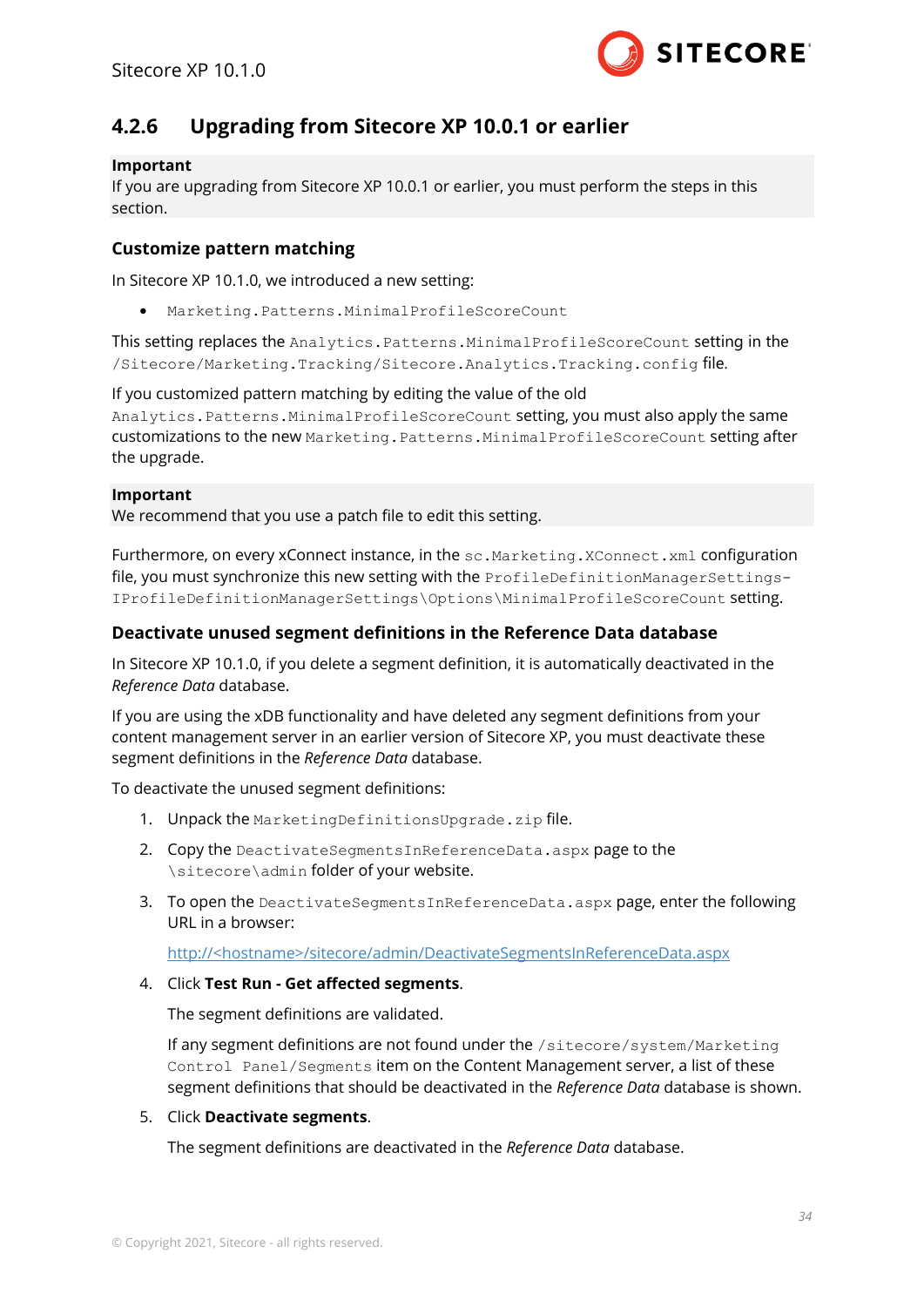### 4.2.6 Upgrading from Sitecore XP 10.0.1 or earlier

**Important**
If you are upgrading from Sitecore XP 10.0.1 or earlier, you must perform the steps in this section.

#### Customize pattern matching

In Sitecore XP 10.1.0, we introduced a new setting:

- `Marketing.Patterns.MinimalProfileScoreCount`

This setting replaces the `Analytics.Patterns.MinimalProfileScoreCount` setting in the `/Sitecore/Marketing.Tracking/Sitecore.Analytics.Tracking.config` file.

If you customized pattern matching by editing the value of the old `Analytics.Patterns.MinimalProfileScoreCount` setting, you must also apply the same customizations to the new `Marketing.Patterns.MinimalProfileScoreCount` setting after the upgrade.

**Important**
We recommend that you use a patch file to edit this setting.

Furthermore, on every xConnect instance, in the `sc.Marketing.XConnect.xml` configuration file, you must synchronize this new setting with the `ProfileDefinitionManagerSettings-IProfileDefinitionManagerSettings\Options\MinimalProfileScoreCount` setting.

#### Deactivate unused segment definitions in the Reference Data database

In Sitecore XP 10.1.0, if you delete a segment definition, it is automatically deactivated in the *Reference Data* database.

If you are using the xDB functionality and have deleted any segment definitions from your content management server in an earlier version of Sitecore XP, you must deactivate these segment definitions in the *Reference Data* database.

To deactivate the unused segment definitions:

1. Unpack the `MarketingDefinitionsUpgrade.zip` file.
2. Copy the `DeactivateSegmentsInReferenceData.aspx` page to the `\sitecore\admin` folder of your website.
3. To open the `DeactivateSegmentsInReferenceData.aspx` page, enter the following URL in a browser:

   http://<hostname>/sitecore/admin/DeactivateSegmentsInReferenceData.aspx

4. Click **Test Run - Get affected segments**.

   The segment definitions are validated.

   If any segment definitions are not found under the `/sitecore/system/Marketing Control Panel/Segments` item on the Content Management server, a list of these segment definitions that should be deactivated in the *Reference Data* database is shown.

5. Click **Deactivate segments**.

   The segment definitions are deactivated in the *Reference Data* database.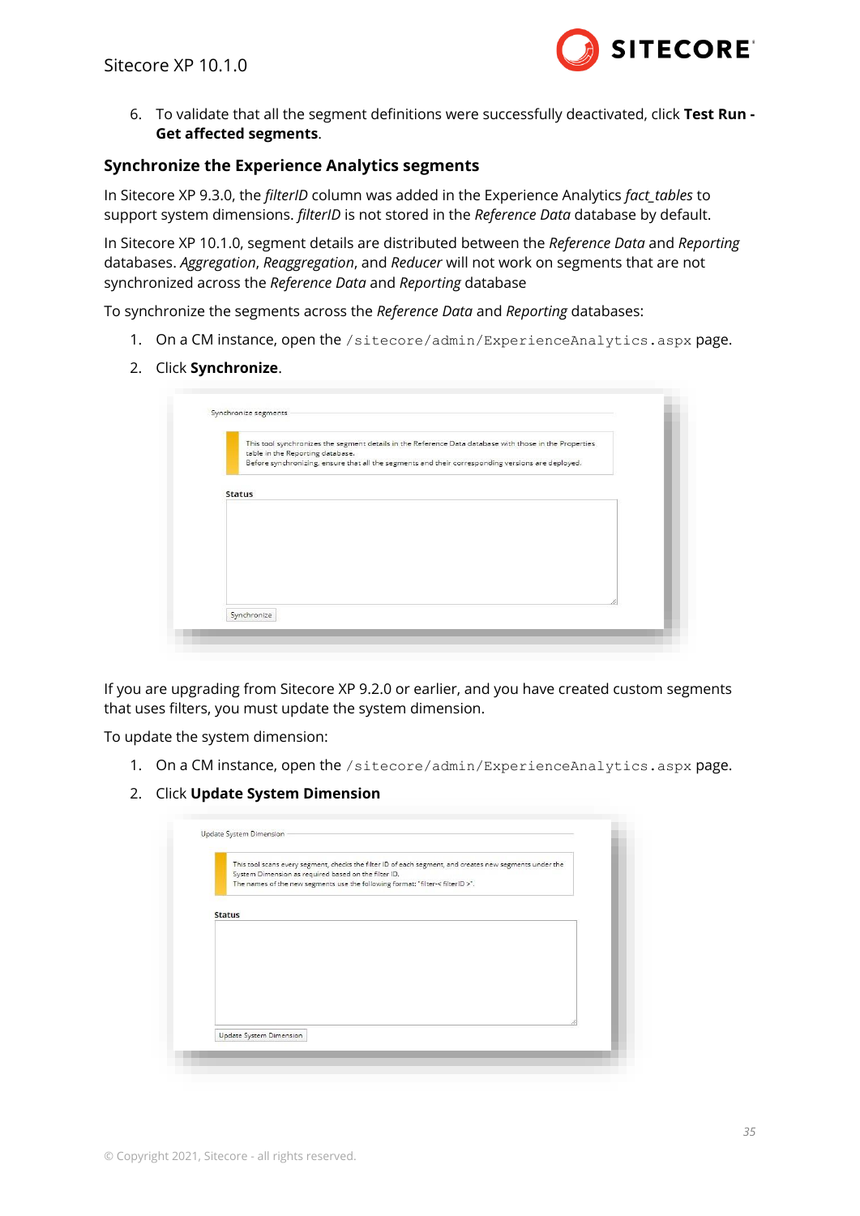6. To validate that all the segment definitions were successfully deactivated, click **Test Run - Get affected segments**.

### Synchronize the Experience Analytics segments

In Sitecore XP 9.3.0, the *filterID* column was added in the Experience Analytics *fact_tables* to support system dimensions. *filterID* is not stored in the *Reference Data* database by default.

In Sitecore XP 10.1.0, segment details are distributed between the *Reference Data* and *Reporting* databases. *Aggregation*, *Reaggregation*, and *Reducer* will not work on segments that are not synchronized across the *Reference Data* and *Reporting* database

To synchronize the segments across the *Reference Data* and *Reporting* databases:

1. On a CM instance, open the `/sitecore/admin/ExperienceAnalytics.aspx` page.
2. Click **Synchronize**.

Synchronize segments

This tool synchronizes the segment details in the Reference Data database with those in the Properties table in the Reporting database.
Before synchronizing, ensure that all the segments and their corresponding versions are deployed.

Status

Synchronize

If you are upgrading from Sitecore XP 9.2.0 or earlier, and you have created custom segments that uses filters, you must update the system dimension.

To update the system dimension:

1. On a CM instance, open the `/sitecore/admin/ExperienceAnalytics.aspx` page.
2. Click **Update System Dimension**

Update System Dimension

This tool scans every segment, checks the filter ID of each segment, and creates new segments under the System Dimension as required based on the filter ID.
The names of the new segments use the following format: "filter-< filterID >".

Status

Update System Dimension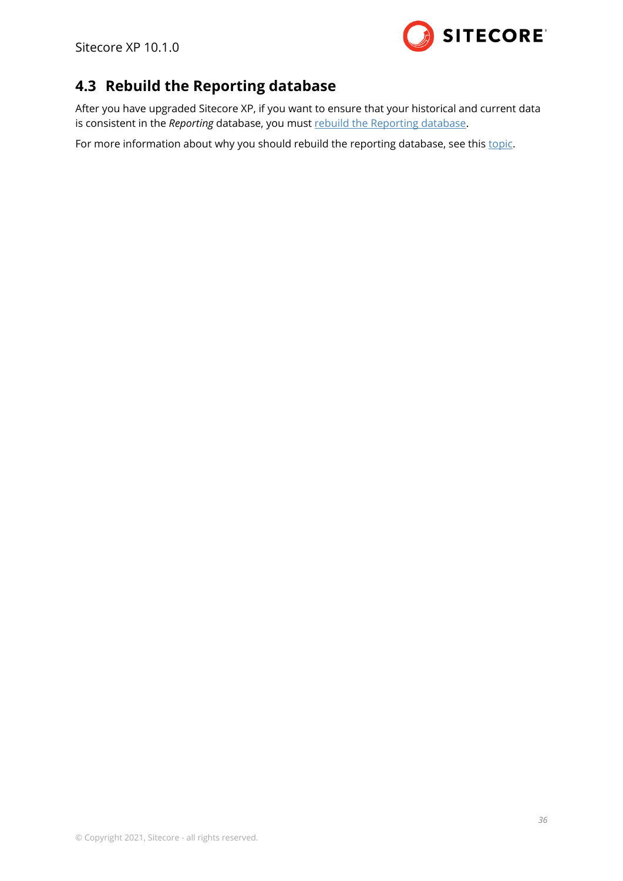## 4.3 Rebuild the Reporting database

After you have upgraded Sitecore XP, if you want to ensure that your historical and current data is consistent in the *Reporting* database, you must rebuild the Reporting database.

For more information about why you should rebuild the reporting database, see this topic.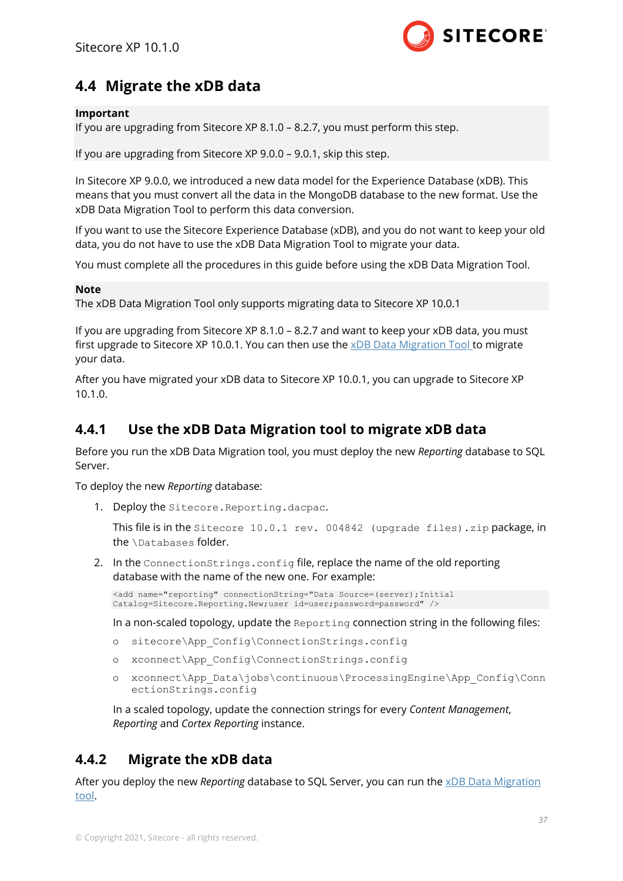## 4.4 Migrate the xDB data

**Important**
If you are upgrading from Sitecore XP 8.1.0 – 8.2.7, you must perform this step.

If you are upgrading from Sitecore XP 9.0.0 – 9.0.1, skip this step.

In Sitecore XP 9.0.0, we introduced a new data model for the Experience Database (xDB). This means that you must convert all the data in the MongoDB database to the new format. Use the xDB Data Migration Tool to perform this data conversion.

If you want to use the Sitecore Experience Database (xDB), and you do not want to keep your old data, you do not have to use the xDB Data Migration Tool to migrate your data.

You must complete all the procedures in this guide before using the xDB Data Migration Tool.

**Note**
The xDB Data Migration Tool only supports migrating data to Sitecore XP 10.0.1

If you are upgrading from Sitecore XP 8.1.0 – 8.2.7 and want to keep your xDB data, you must first upgrade to Sitecore XP 10.0.1. You can then use the xDB Data Migration Tool to migrate your data.

After you have migrated your xDB data to Sitecore XP 10.0.1, you can upgrade to Sitecore XP 10.1.0.

### 4.4.1 Use the xDB Data Migration tool to migrate xDB data

Before you run the xDB Data Migration tool, you must deploy the new *Reporting* database to SQL Server.

To deploy the new *Reporting* database:

1. Deploy the `Sitecore.Reporting.dacpac`.

   This file is in the `Sitecore 10.0.1 rev. 004842 (upgrade files).zip` package, in the `\Databases` folder.

2. In the `ConnectionStrings.config` file, replace the name of the old reporting database with the name of the new one. For example:

   ```
   <add name="reporting" connectionString="Data Source=(server);Initial
   Catalog=Sitecore.Reporting.New;user id=user;password=password" />
   ```

   In a non-scaled topology, update the `Reporting` connection string in the following files:

   - `sitecore\App_Config\ConnectionStrings.config`
   - `xconnect\App_Config\ConnectionStrings.config`
   - `xconnect\App_Data\jobs\continuous\ProcessingEngine\App_Config\ConnectionStrings.config`

   In a scaled topology, update the connection strings for every *Content Management*, *Reporting* and *Cortex Reporting* instance.

### 4.4.2 Migrate the xDB data

After you deploy the new *Reporting* database to SQL Server, you can run the xDB Data Migration tool.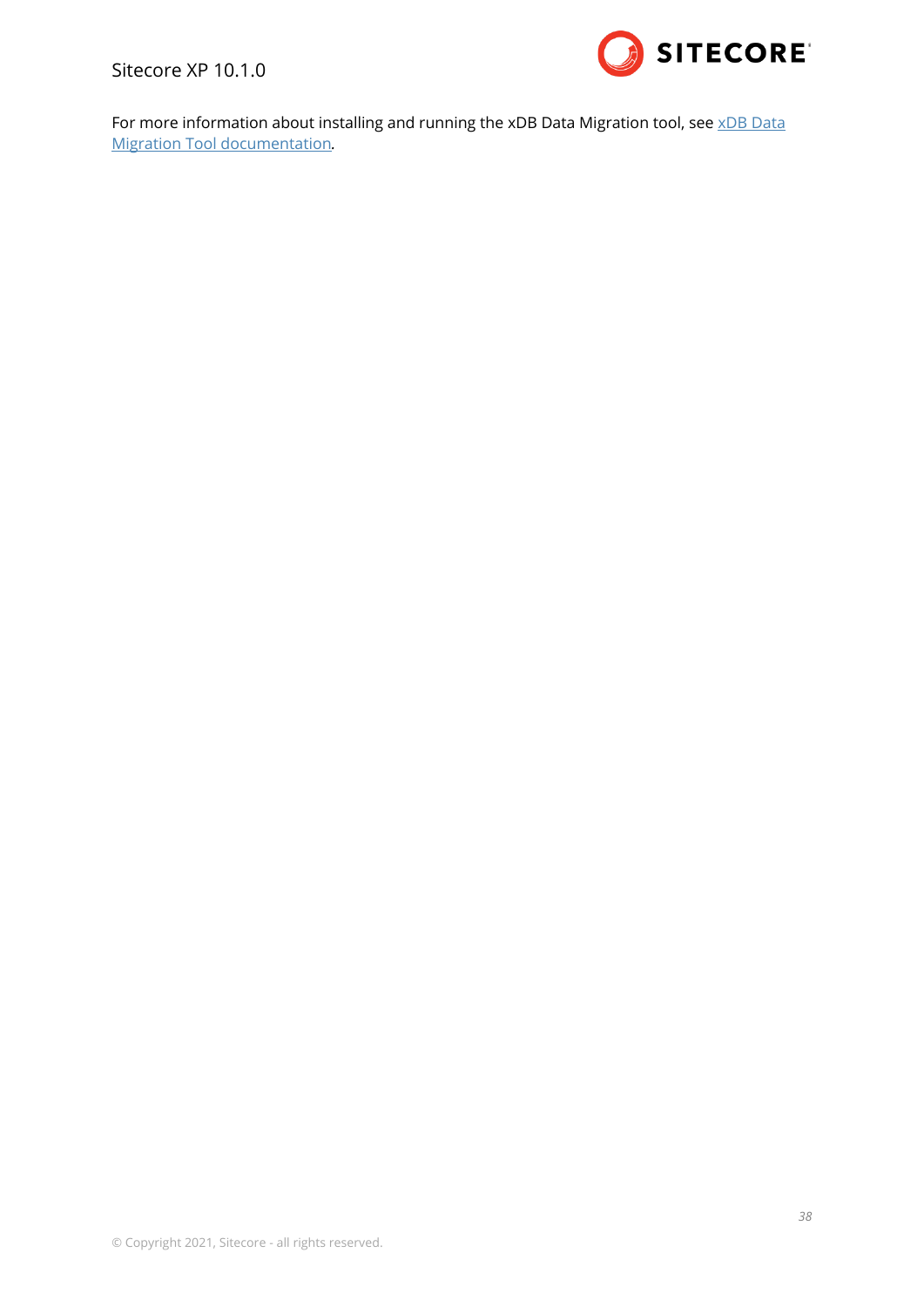For more information about installing and running the xDB Data Migration tool, see [xDB Data Migration Tool documentation](#).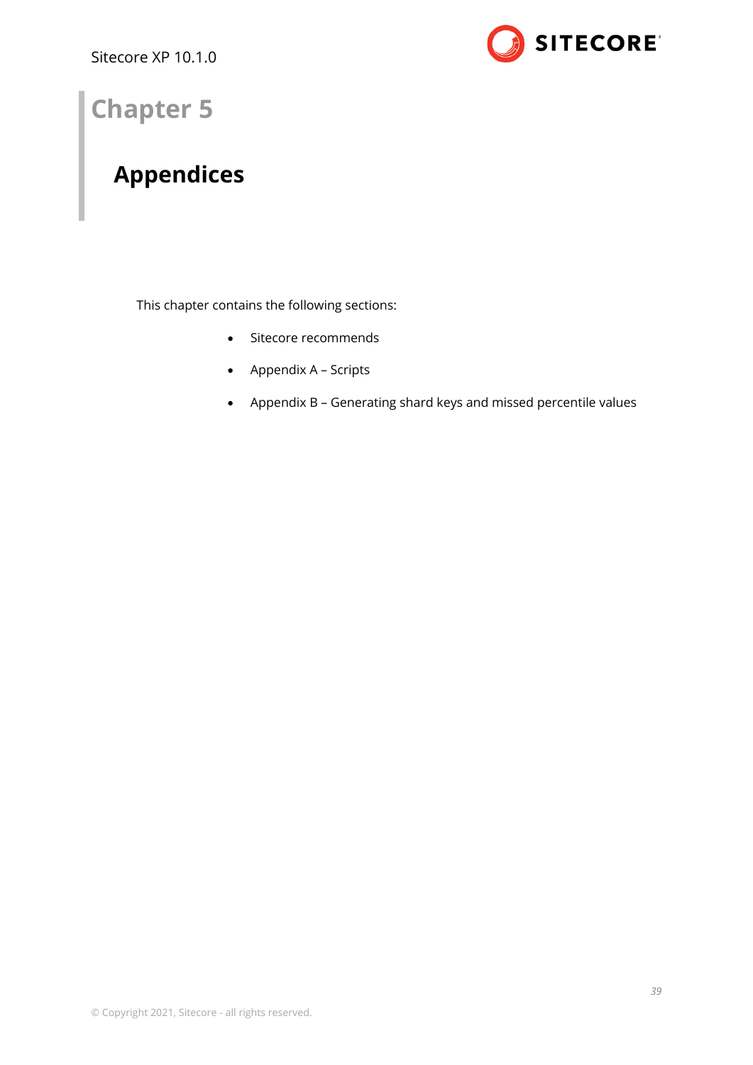# Chapter 5

## Appendices

This chapter contains the following sections:

- Sitecore recommends
- Appendix A – Scripts
- Appendix B – Generating shard keys and missed percentile values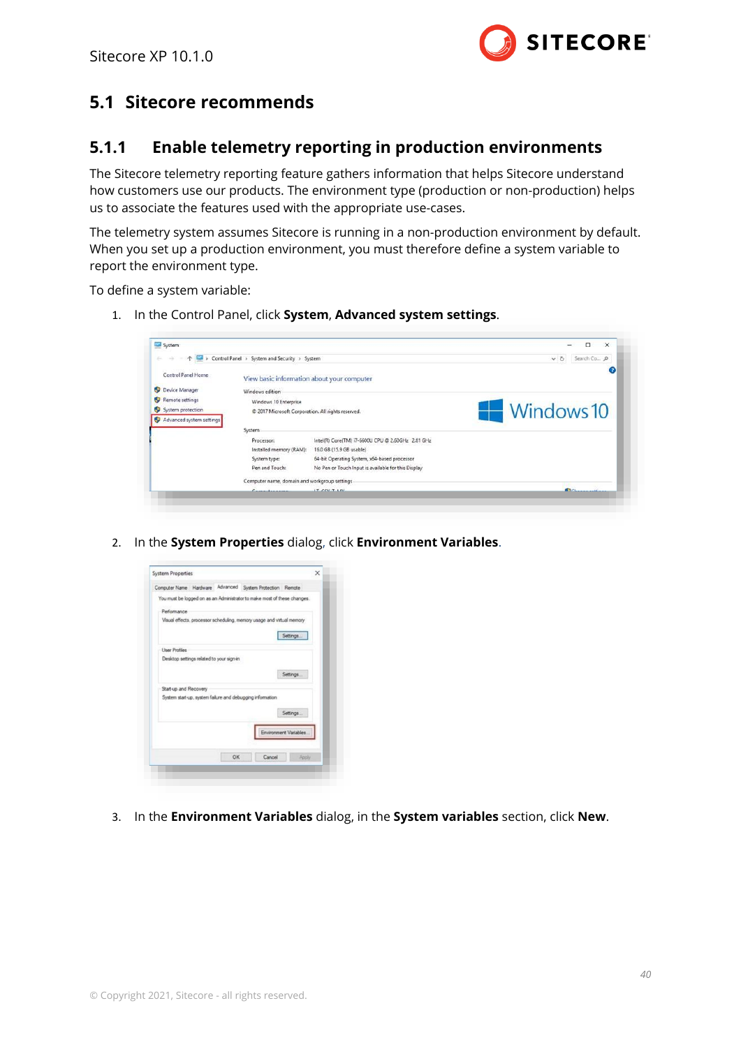## 5.1 Sitecore recommends

### 5.1.1 Enable telemetry reporting in production environments

The Sitecore telemetry reporting feature gathers information that helps Sitecore understand how customers use our products. The environment type (production or non-production) helps us to associate the features used with the appropriate use-cases.

The telemetry system assumes Sitecore is running in a non-production environment by default. When you set up a production environment, you must therefore define a system variable to report the environment type.

To define a system variable:

1. In the Control Panel, click **System**, **Advanced system settings**.

2. In the **System Properties** dialog, click **Environment Variables**.

3. In the **Environment Variables** dialog, in the **System variables** section, click **New**.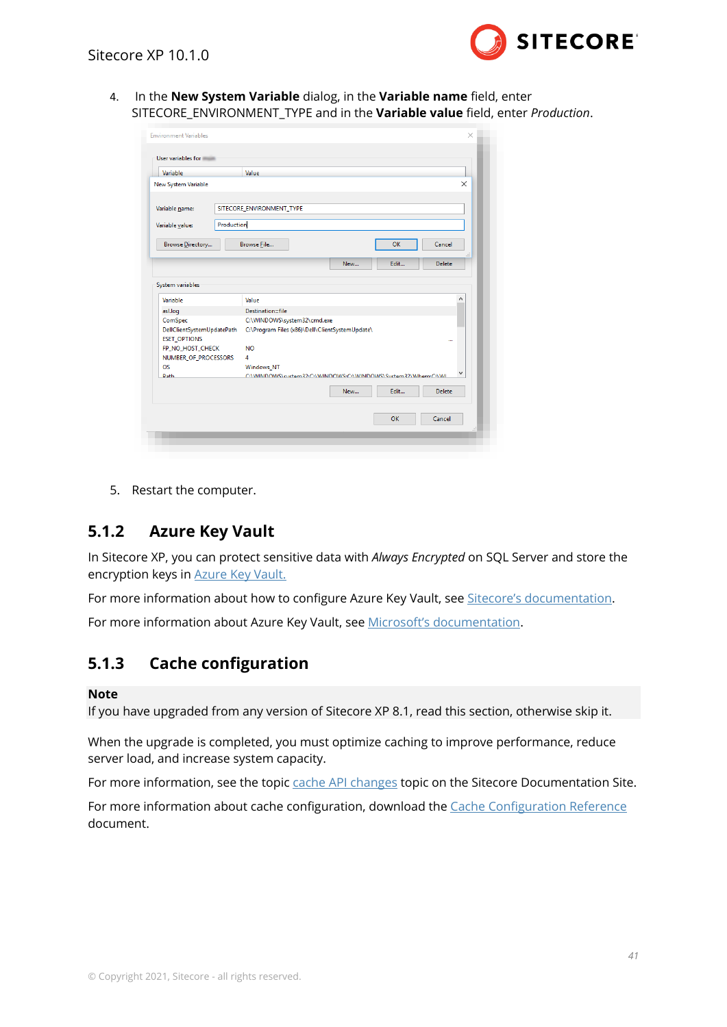4. In the **New System Variable** dialog, in the **Variable name** field, enter SITECORE_ENVIRONMENT_TYPE and in the **Variable value** field, enter *Production*.

5. Restart the computer.

### 5.1.2 Azure Key Vault

In Sitecore XP, you can protect sensitive data with *Always Encrypted* on SQL Server and store the encryption keys in Azure Key Vault.

For more information about how to configure Azure Key Vault, see Sitecore's documentation.

For more information about Azure Key Vault, see Microsoft's documentation.

### 5.1.3 Cache configuration

**Note**
If you have upgraded from any version of Sitecore XP 8.1, read this section, otherwise skip it.

When the upgrade is completed, you must optimize caching to improve performance, reduce server load, and increase system capacity.

For more information, see the topic cache API changes topic on the Sitecore Documentation Site.

For more information about cache configuration, download the Cache Configuration Reference document.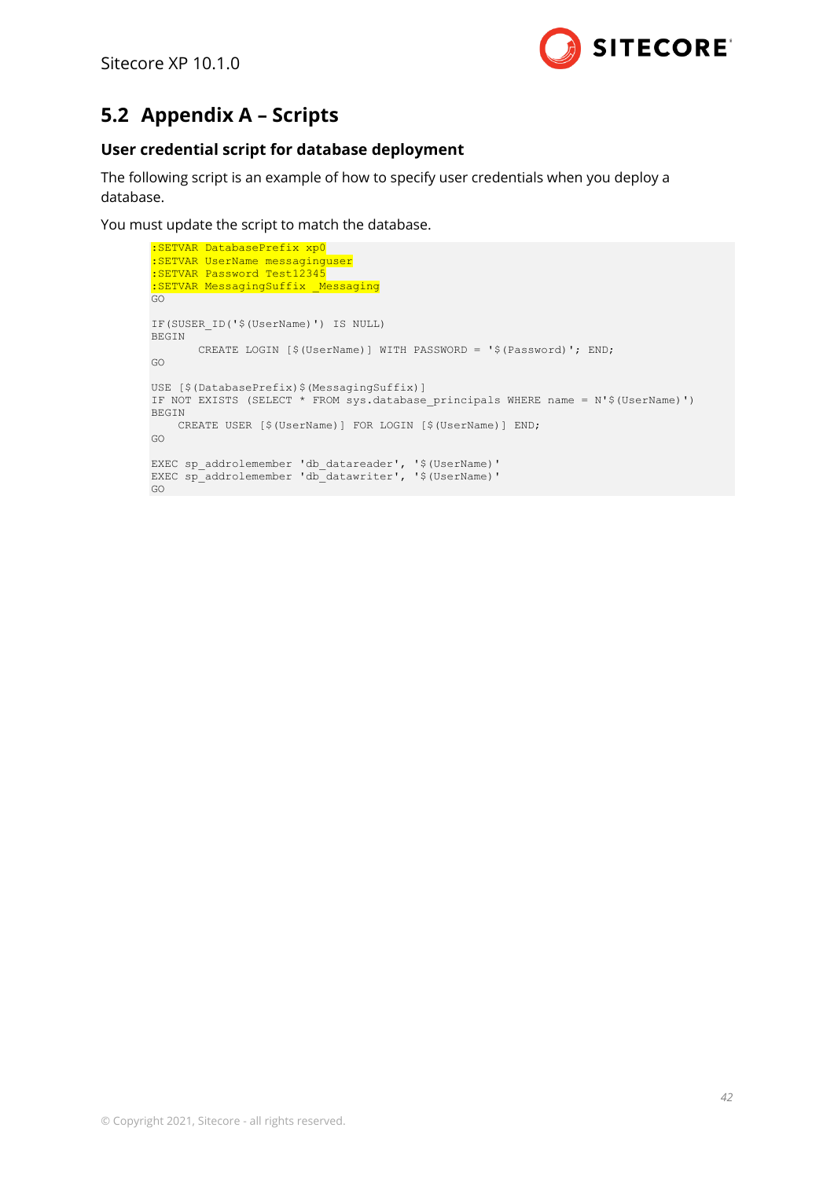## 5.2 Appendix A – Scripts

### User credential script for database deployment

The following script is an example of how to specify user credentials when you deploy a database.

You must update the script to match the database.

```
:SETVAR DatabasePrefix xp0
:SETVAR UserName messaginguser
:SETVAR Password Test12345
:SETVAR MessagingSuffix _Messaging
GO

IF(SUSER_ID('$(UserName)') IS NULL)
BEGIN
       CREATE LOGIN [$(UserName)] WITH PASSWORD = '$(Password)'; END;
GO

USE [$(DatabasePrefix)$(MessagingSuffix)]
IF NOT EXISTS (SELECT * FROM sys.database_principals WHERE name = N'$(UserName)')
BEGIN
    CREATE USER [$(UserName)] FOR LOGIN [$(UserName)] END;
GO

EXEC sp_addrolemember 'db_datareader', '$(UserName)'
EXEC sp_addrolemember 'db_datawriter', '$(UserName)'
GO
```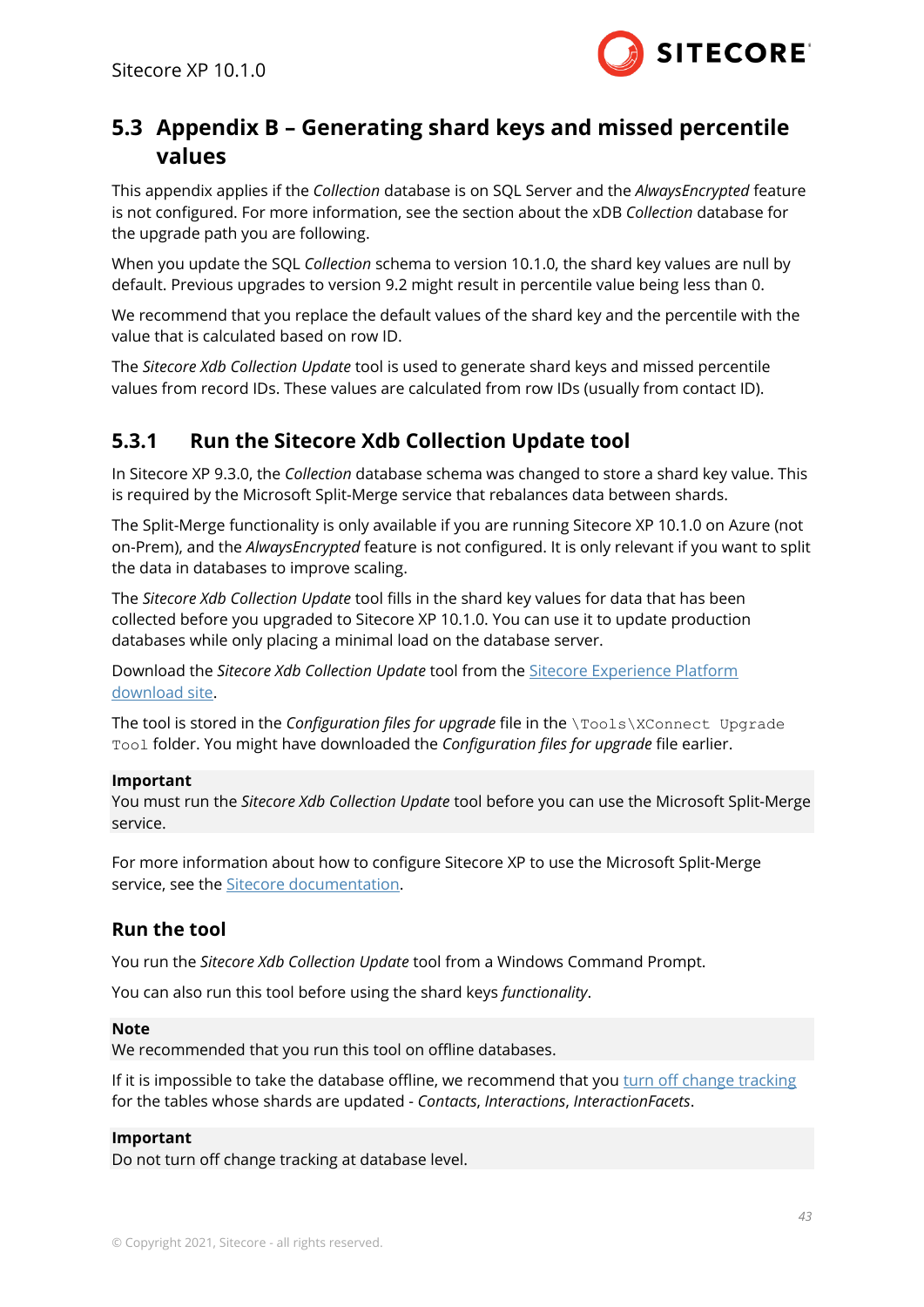## 5.3 Appendix B – Generating shard keys and missed percentile values

This appendix applies if the *Collection* database is on SQL Server and the *AlwaysEncrypted* feature is not configured. For more information, see the section about the xDB *Collection* database for the upgrade path you are following.

When you update the SQL *Collection* schema to version 10.1.0, the shard key values are null by default. Previous upgrades to version 9.2 might result in percentile value being less than 0.

We recommend that you replace the default values of the shard key and the percentile with the value that is calculated based on row ID.

The *Sitecore Xdb Collection Update* tool is used to generate shard keys and missed percentile values from record IDs. These values are calculated from row IDs (usually from contact ID).

### 5.3.1 Run the Sitecore Xdb Collection Update tool

In Sitecore XP 9.3.0, the *Collection* database schema was changed to store a shard key value. This is required by the Microsoft Split-Merge service that rebalances data between shards.

The Split-Merge functionality is only available if you are running Sitecore XP 10.1.0 on Azure (not on-Prem), and the *AlwaysEncrypted* feature is not configured. It is only relevant if you want to split the data in databases to improve scaling.

The *Sitecore Xdb Collection Update* tool fills in the shard key values for data that has been collected before you upgraded to Sitecore XP 10.1.0. You can use it to update production databases while only placing a minimal load on the database server.

Download the *Sitecore Xdb Collection Update* tool from the [Sitecore Experience Platform download site](#).

The tool is stored in the *Configuration files for upgrade* file in the `\Tools\XConnect Upgrade Tool` folder. You might have downloaded the *Configuration files for upgrade* file earlier.

**Important**
You must run the *Sitecore Xdb Collection Update* tool before you can use the Microsoft Split-Merge service.

For more information about how to configure Sitecore XP to use the Microsoft Split-Merge service, see the [Sitecore documentation](#).

#### Run the tool

You run the *Sitecore Xdb Collection Update* tool from a Windows Command Prompt.

You can also run this tool before using the shard keys *functionality*.

**Note**
We recommended that you run this tool on offline databases.

If it is impossible to take the database offline, we recommend that you [turn off change tracking](#) for the tables whose shards are updated - *Contacts*, *Interactions*, *InteractionFacets*.

**Important**
Do not turn off change tracking at database level.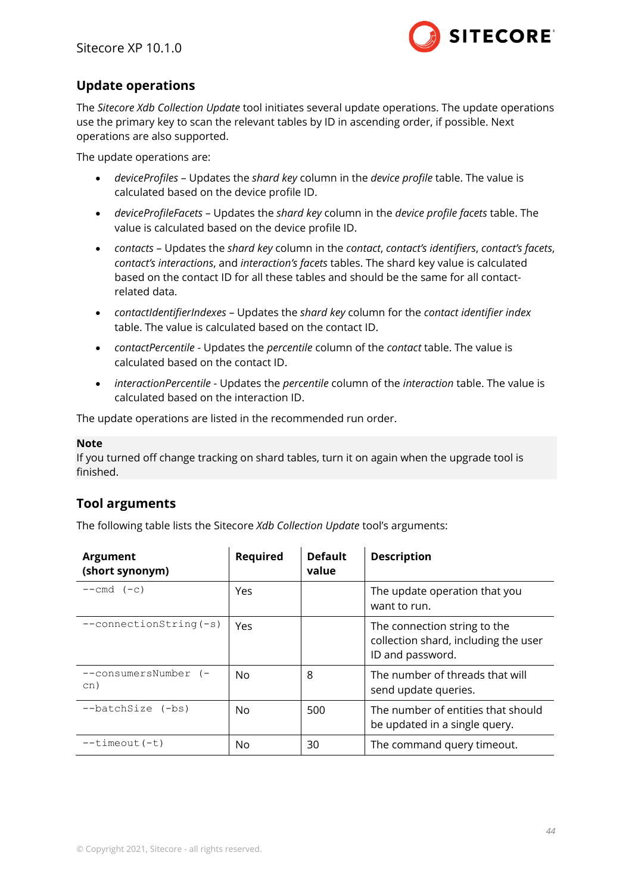## Update operations

The *Sitecore Xdb Collection Update* tool initiates several update operations. The update operations use the primary key to scan the relevant tables by ID in ascending order, if possible. Next operations are also supported.

The update operations are:

- *deviceProfiles* – Updates the *shard key* column in the *device profile* table. The value is calculated based on the device profile ID.
- *deviceProfileFacets* – Updates the *shard key* column in the *device profile facets* table. The value is calculated based on the device profile ID.
- *contacts* – Updates the *shard key* column in the *contact*, *contact's identifiers*, *contact's facets*, *contact's interactions*, and *interaction's facets* tables. The shard key value is calculated based on the contact ID for all these tables and should be the same for all contact-related data.
- *contactIdentifierIndexes* – Updates the *shard key* column for the *contact identifier index* table. The value is calculated based on the contact ID.
- *contactPercentile* - Updates the *percentile* column of the *contact* table. The value is calculated based on the contact ID.
- *interactionPercentile* - Updates the *percentile* column of the *interaction* table. The value is calculated based on the interaction ID.

The update operations are listed in the recommended run order.

**Note**
If you turned off change tracking on shard tables, turn it on again when the upgrade tool is finished.

## Tool arguments

The following table lists the Sitecore *Xdb Collection Update* tool's arguments:

| Argument (short synonym) | Required | Default value | Description |
|---|---|---|---|
| `--cmd (-c)` | Yes | | The update operation that you want to run. |
| `--connectionString(-s)` | Yes | | The connection string to the collection shard, including the user ID and password. |
| `--consumersNumber (-cn)` | No | 8 | The number of threads that will send update queries. |
| `--batchSize (-bs)` | No | 500 | The number of entities that should be updated in a single query. |
| `--timeout(-t)` | No | 30 | The command query timeout. |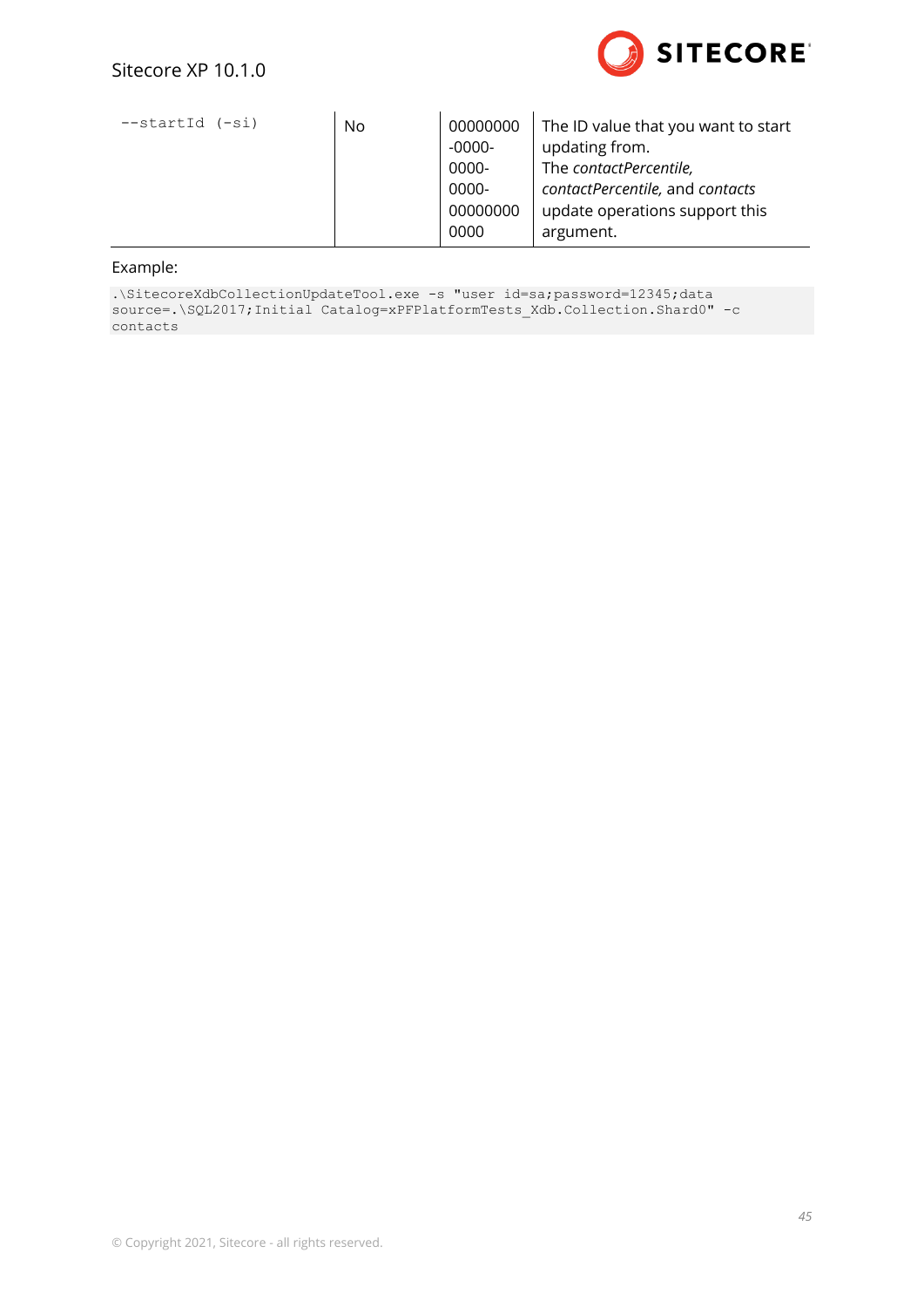| `--startId (-si)` | No | 00000000-0000-0000-0000-000000000000 | The ID value that you want to start updating from.<br>The *contactPercentile, contactPercentile,* and *contacts* update operations support this argument. |
|---|---|---|---|

Example:

```
.\SitecoreXdbCollectionUpdateTool.exe -s "user id=sa;password=12345;data
source=.\SQL2017;Initial Catalog=xPFPlatformTests_Xdb.Collection.Shard0" -c
contacts
```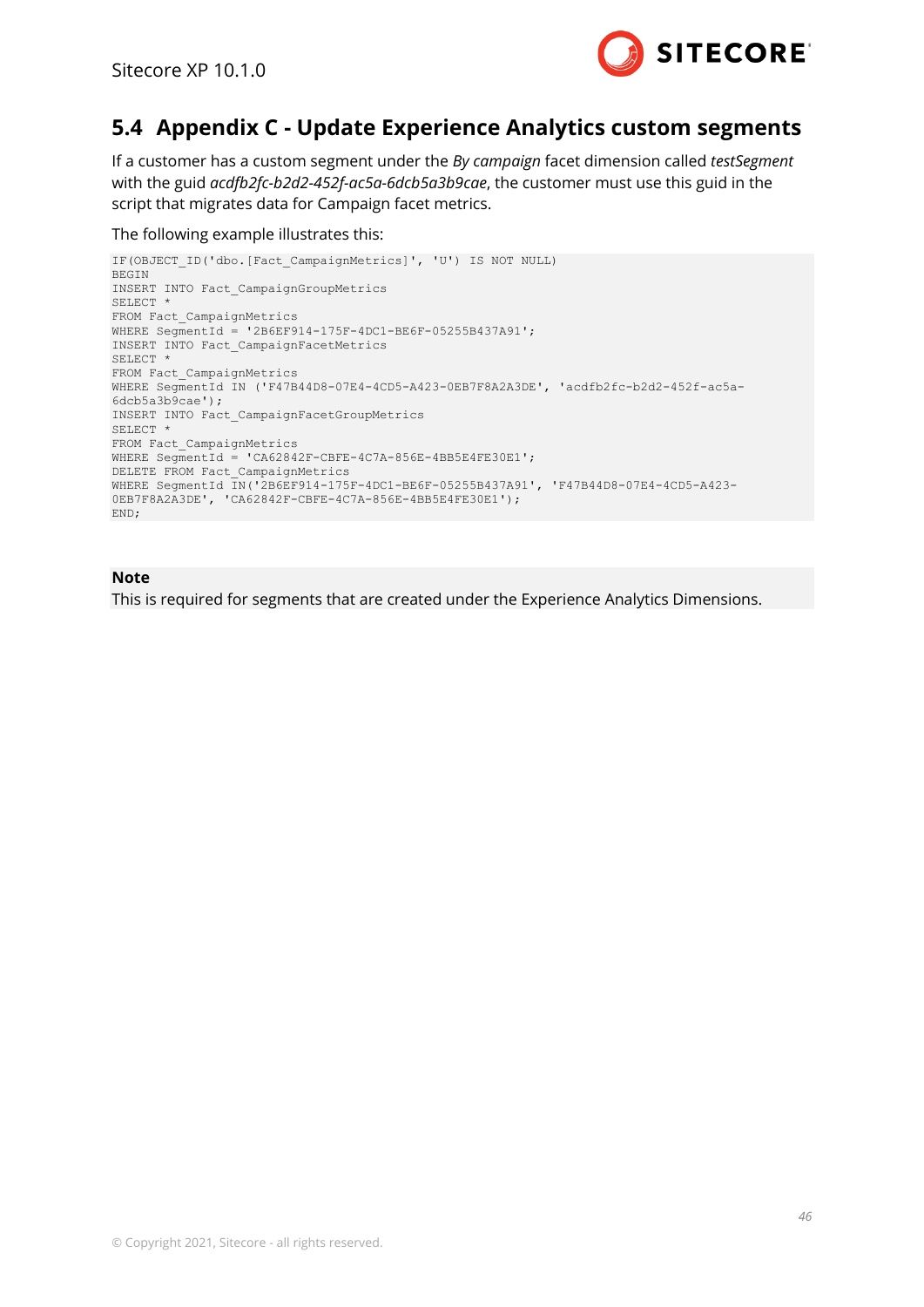## 5.4 Appendix C - Update Experience Analytics custom segments

If a customer has a custom segment under the *By campaign* facet dimension called *testSegment* with the guid *acdfb2fc-b2d2-452f-ac5a-6dcb5a3b9cae*, the customer must use this guid in the script that migrates data for Campaign facet metrics.

The following example illustrates this:

```
IF(OBJECT_ID('dbo.[Fact_CampaignMetrics]', 'U') IS NOT NULL)
BEGIN
INSERT INTO Fact_CampaignGroupMetrics
SELECT *
FROM Fact_CampaignMetrics
WHERE SegmentId = '2B6EF914-175F-4DC1-BE6F-05255B437A91';
INSERT INTO Fact_CampaignFacetMetrics
SELECT *
FROM Fact_CampaignMetrics
WHERE SegmentId IN ('F47B44D8-07E4-4CD5-A423-0EB7F8A2A3DE', 'acdfb2fc-b2d2-452f-ac5a-
6dcb5a3b9cae');
INSERT INTO Fact_CampaignFacetGroupMetrics
SELECT *
FROM Fact_CampaignMetrics
WHERE SegmentId = 'CA62842F-CBFE-4C7A-856E-4BB5E4FE30E1';
DELETE FROM Fact_CampaignMetrics
WHERE SegmentId IN('2B6EF914-175F-4DC1-BE6F-05255B437A91', 'F47B44D8-07E4-4CD5-A423-
0EB7F8A2A3DE', 'CA62842F-CBFE-4C7A-856E-4BB5E4FE30E1');
END;
```

**Note**

This is required for segments that are created under the Experience Analytics Dimensions.